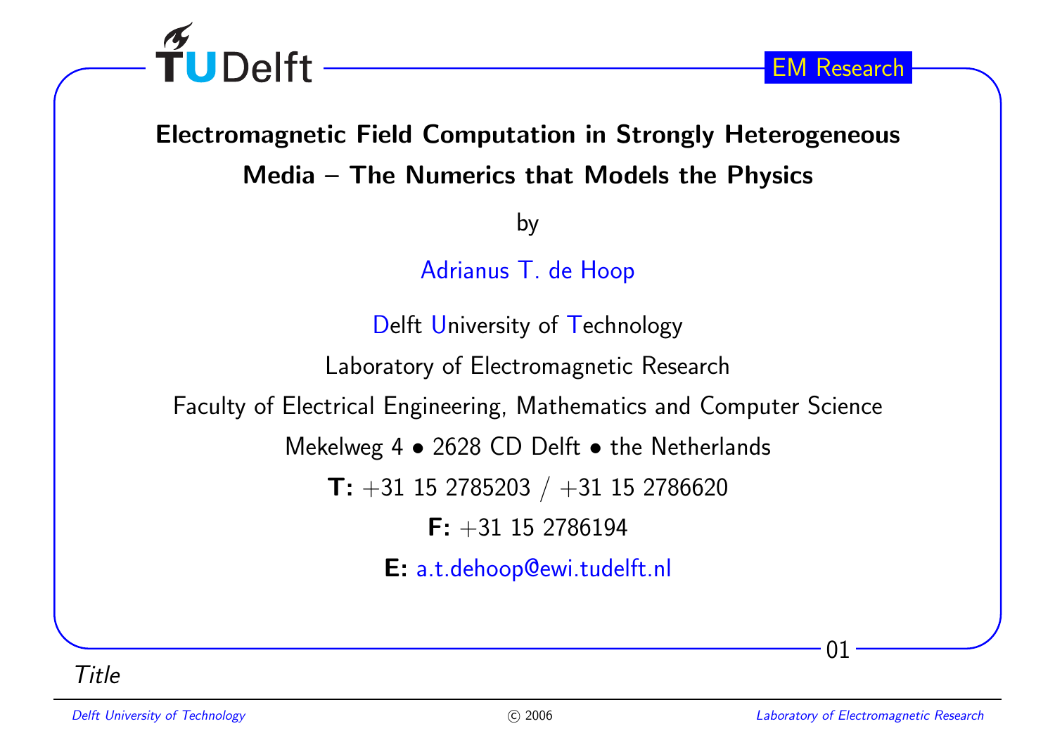# Electromagnetic Field Computation in Strongly Heterogeneous Media – The Numerics that Models the Physics

by

Adrianus T. de Hoop

Delft University of Technology

Laboratory of Electromagnetic Research

Faculty of Electrical Engineering, Mathematics and Computer Science

Mekelweg 4 • 2628 CD Delft • the Netherlands

**T:** +31 15 2785203 / +31 15 2786620

**F:** +31 15 2786194

**E:** a.t.dehoop@ewi.tudelft.nl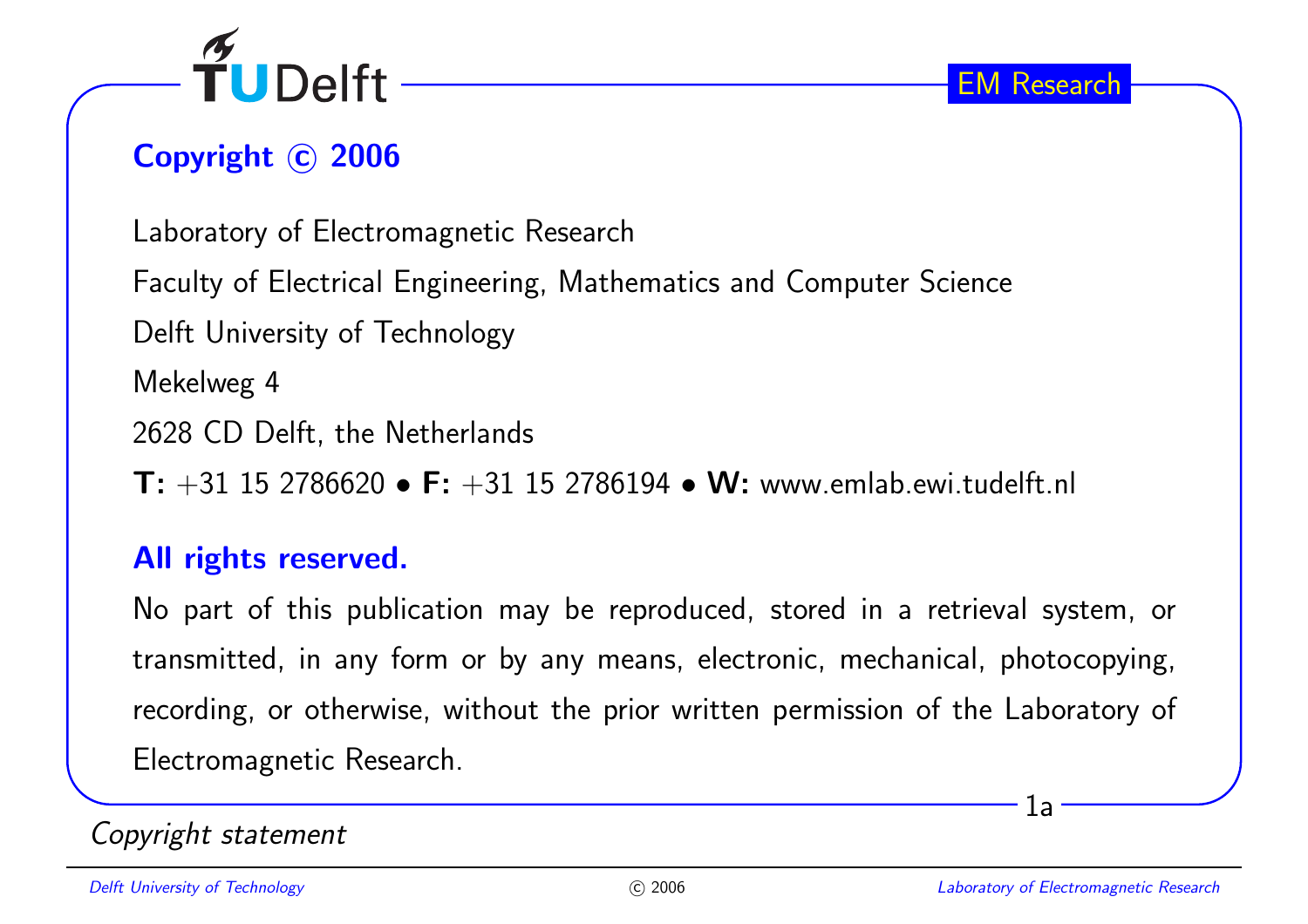## Copyright © 2006

Laboratory of Electromagnetic Research

Faculty of Electrical Engineering, Mathematics and Computer Science

Delft University of Technology

Mekelweg 4

2628 CD Delft, the Netherlands

**T:** +31 15 2786620 • **F:** +31 15 2786194 • **W:** www.emlab.ewi.tudelft.nl

### All rights reserved.

No part of this publication may be reproduced, stored in a retrieval system, or transmitted, in any form or by any means, electronic, mechanical, photocopying, recording, or otherwise, without the prior written permission of the Laboratory of Electromagnetic Research.

*Copyright statement*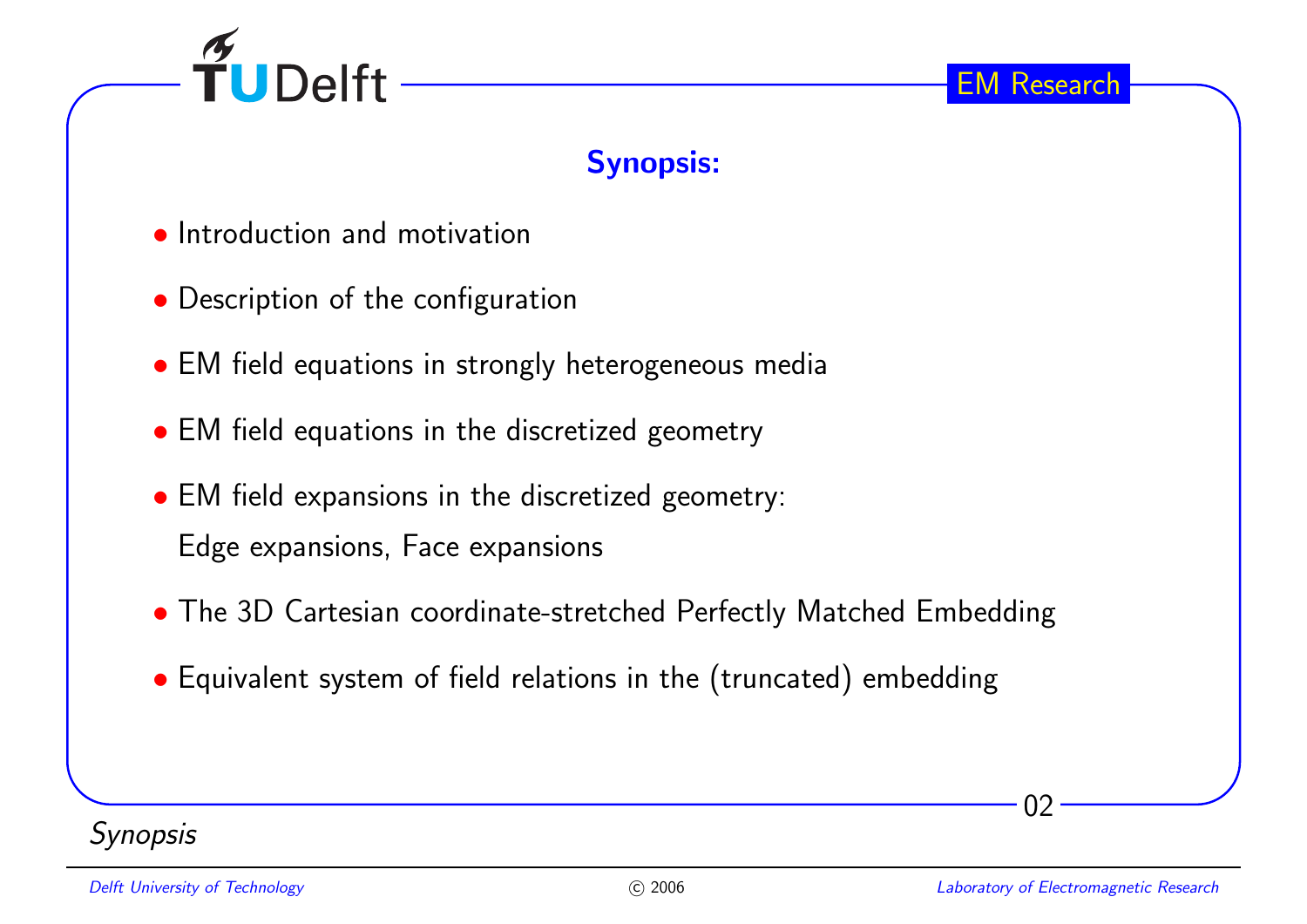## Synopsis:

- Introduction and motivation
- Description of the configuration
- EM field equations in strongly heterogeneous media
- EM field equations in the discretized geometry
- EM field expansions in the discretized geometry:
  Edge expansions, Face expansions
- The 3D Cartesian coordinate-stretched Perfectly Matched Embedding
- Equivalent system of field relations in the (truncated) embedding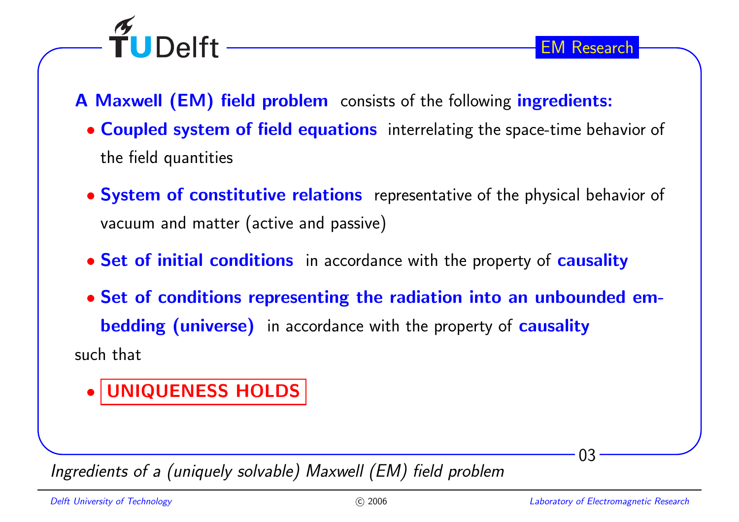**A Maxwell (EM) field problem** consists of the following **ingredients:**

- **Coupled system of field equations** interrelating the space-time behavior of the field quantities
- **System of constitutive relations** representative of the physical behavior of vacuum and matter (active and passive)
- **Set of initial conditions** in accordance with the property of **causality**
- **Set of conditions representing the radiation into an unbounded embedding (universe)** in accordance with the property of **causality**

such that

- **UNIQUENESS HOLDS**

*Ingredients of a (uniquely solvable) Maxwell (EM) field problem*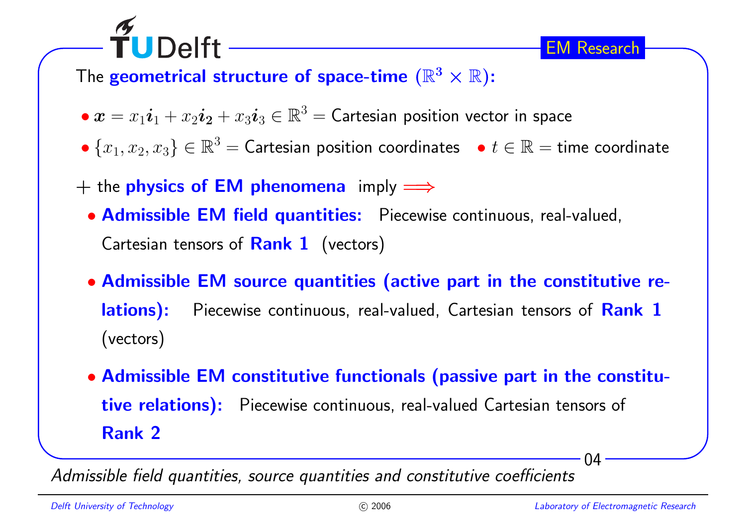The **geometrical structure of space-time** ($\mathbb{R}^3 \times \mathbb{R}$):

- $\boldsymbol{x} = x_1\boldsymbol{i}_1 + x_2\boldsymbol{i}_2 + x_3\boldsymbol{i}_3 \in \mathbb{R}^3 =$ Cartesian position vector in space
- $\{x_1, x_2, x_3\} \in \mathbb{R}^3 =$ Cartesian position coordinates
- $t \in \mathbb{R} =$ time coordinate

$+$ the **physics of EM phenomena** imply $\Longrightarrow$

- **Admissible EM field quantities:** Piecewise continuous, real-valued, Cartesian tensors of **Rank 1** (vectors)
- **Admissible EM source quantities (active part in the constitutive relations):** Piecewise continuous, real-valued, Cartesian tensors of **Rank 1** (vectors)
- **Admissible EM constitutive functionals (passive part in the constitutive relations):** Piecewise continuous, real-valued Cartesian tensors of **Rank 2**

*Admissible field quantities, source quantities and constitutive coefficients*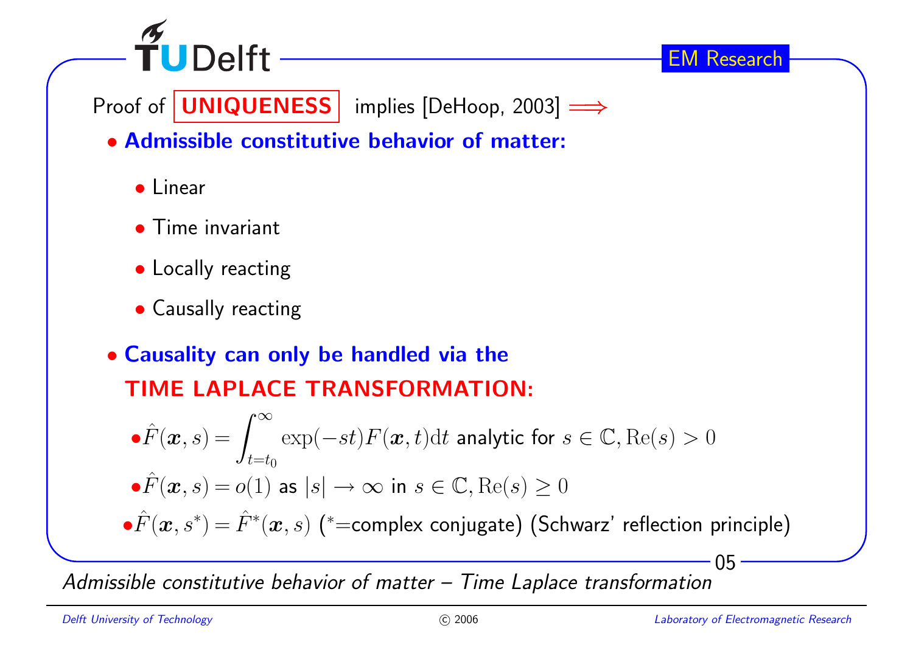Proof of **UNIQUENESS** implies [DeHoop, 2003] $\Longrightarrow$

- **Admissible constitutive behavior of matter:**
  - Linear
  - Time invariant
  - Locally reacting
  - Causally reacting

- **Causality can only be handled via the TIME LAPLACE TRANSFORMATION:**
  - $\hat{F}(\boldsymbol{x}, s) = \int_{t=t_0}^{\infty} \exp(-st) F(\boldsymbol{x}, t) \mathrm{d}t$ analytic for $s \in \mathbb{C}, \mathrm{Re}(s) > 0$
  - $\hat{F}(\boldsymbol{x}, s) = o(1)$ as $|s| \to \infty$ in $s \in \mathbb{C}, \mathrm{Re}(s) \geq 0$
  - $\hat{F}(\boldsymbol{x}, s^*) = \hat{F}^*(\boldsymbol{x}, s)$ ($^*$=complex conjugate) (Schwarz' reflection principle)

*Admissible constitutive behavior of matter – Time Laplace transformation*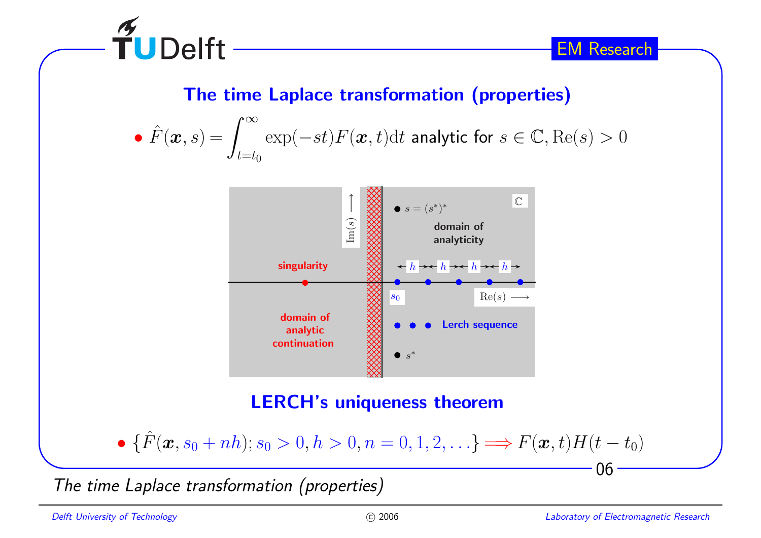## The time Laplace transformation (properties)

- $\hat{F}(\boldsymbol{x}, s) = \int_{t=t_0}^{\infty} \exp(-st) F(\boldsymbol{x}, t) \mathrm{d}t$ analytic for $s \in \mathbb{C}, \mathrm{Re}(s) > 0$

### LERCH's uniqueness theorem

- $\{\hat{F}(\boldsymbol{x}, s_0 + nh); s_0 > 0, h > 0, n = 0, 1, 2, \ldots\} \Longrightarrow F(\boldsymbol{x}, t) H(t - t_0)$

*The time Laplace transformation (properties)*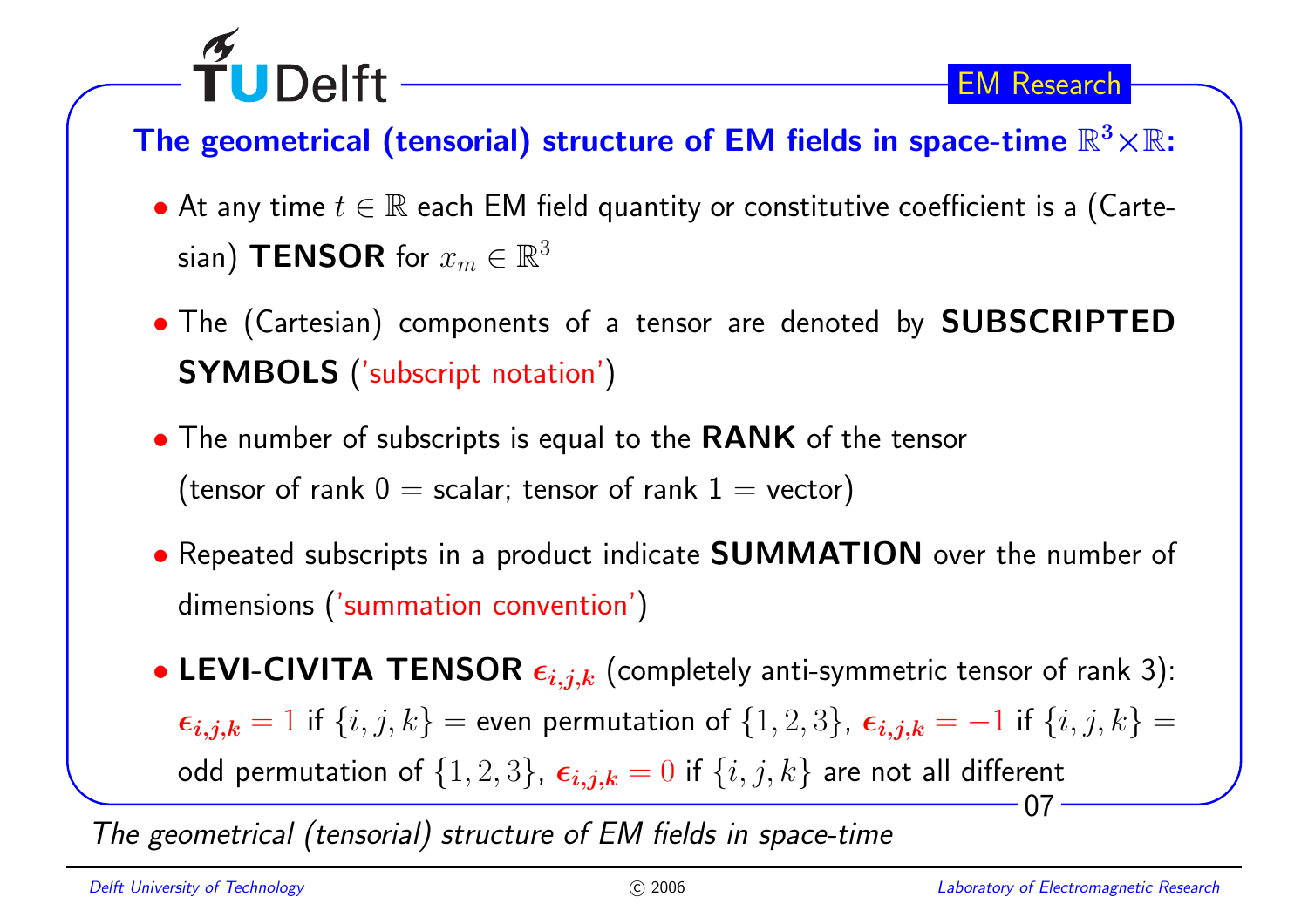## The geometrical (tensorial) structure of EM fields in space-time $\mathbb{R}^3 \times \mathbb{R}$:

- At any time $t \in \mathbb{R}$ each EM field quantity or constitutive coefficient is a (Cartesian) **TENSOR** for $x_m \in \mathbb{R}^3$
- The (Cartesian) components of a tensor are denoted by **SUBSCRIPTED SYMBOLS** ('subscript notation')
- The number of subscripts is equal to the **RANK** of the tensor (tensor of rank 0 = scalar; tensor of rank 1 = vector)
- Repeated subscripts in a product indicate **SUMMATION** over the number of dimensions ('summation convention')
- **LEVI-CIVITA TENSOR** $\epsilon_{i,j,k}$ (completely anti-symmetric tensor of rank 3): $\epsilon_{i,j,k} = 1$ if $\{i, j, k\}$ = even permutation of $\{1, 2, 3\}$, $\epsilon_{i,j,k} = -1$ if $\{i, j, k\}$ = odd permutation of $\{1, 2, 3\}$, $\epsilon_{i,j,k} = 0$ if $\{i, j, k\}$ are not all different

*The geometrical (tensorial) structure of EM fields in space-time*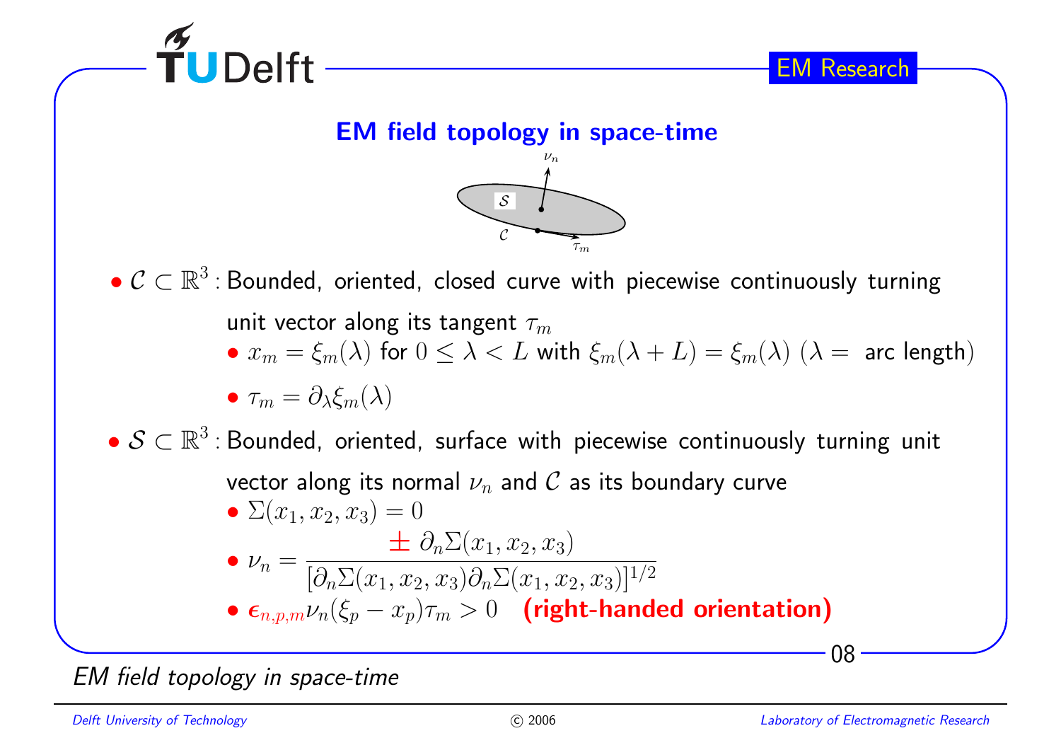# EM field topology in space-time

- $\mathcal{C} \subset \mathbb{R}^3$ : Bounded, oriented, closed curve with piecewise continuously turning unit vector along its tangent $\tau_m$
  - $x_m = \xi_m(\lambda)$ for $0 \le \lambda < L$ with $\xi_m(\lambda + L) = \xi_m(\lambda)$ ($\lambda =$ arc length)
  - $\tau_m = \partial_\lambda \xi_m(\lambda)$
- $\mathcal{S} \subset \mathbb{R}^3$ : Bounded, oriented, surface with piecewise continuously turning unit vector along its normal $\nu_n$ and $\mathcal{C}$ as its boundary curve
  - $\Sigma(x_1, x_2, x_3) = 0$
  - $\nu_n = \dfrac{\pm\, \partial_n \Sigma(x_1, x_2, x_3)}{[\partial_n \Sigma(x_1, x_2, x_3) \partial_n \Sigma(x_1, x_2, x_3)]^{1/2}}$
  - $\epsilon_{n,p,m} \nu_n (\xi_p - x_p) \tau_m > 0$ **(right-handed orientation)**

*EM field topology in space-time*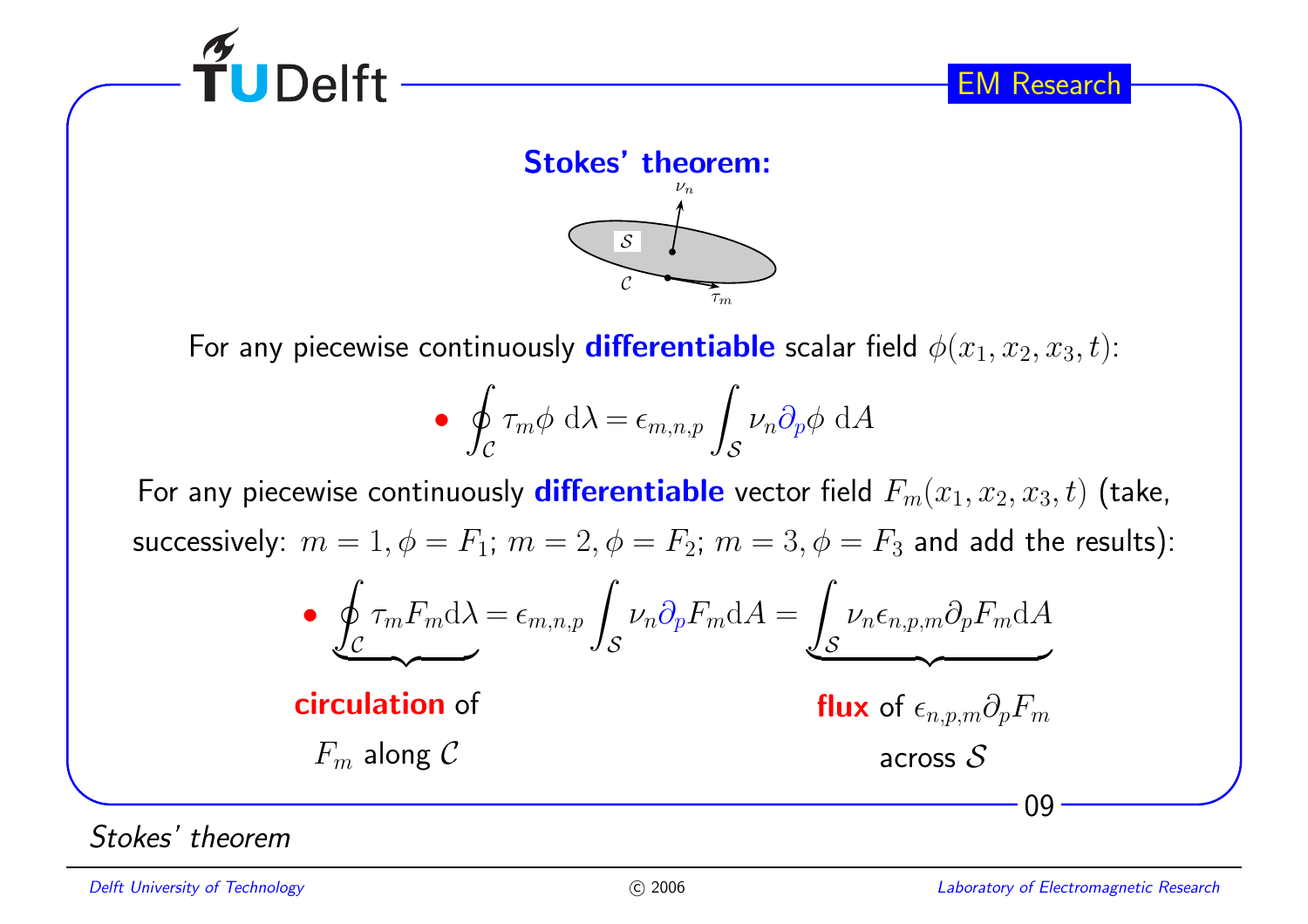## Stokes' theorem:

For any piecewise continuously **differentiable** scalar field $\phi(x_1, x_2, x_3, t)$:

- $$\oint_{\mathcal{C}} \tau_m \phi \; \mathrm{d}\lambda = \epsilon_{m,n,p} \int_{\mathcal{S}} \nu_n \partial_p \phi \; \mathrm{d}A$$

For any piecewise continuously **differentiable** vector field $F_m(x_1, x_2, x_3, t)$ (take, successively: $m = 1, \phi = F_1$; $m = 2, \phi = F_2$; $m = 3, \phi = F_3$ and add the results):

- $$\underbrace{\oint_{\mathcal{C}} \tau_m F_m \mathrm{d}\lambda}_{} = \epsilon_{m,n,p} \int_{\mathcal{S}} \nu_n \partial_p F_m \mathrm{d}A = \underbrace{\int_{\mathcal{S}} \nu_n \epsilon_{n,p,m} \partial_p F_m \mathrm{d}A}_{}$$

**circulation** of $F_m$ along $\mathcal{C}$

**flux** of $\epsilon_{n,p,m} \partial_p F_m$ across $\mathcal{S}$

*Stokes' theorem*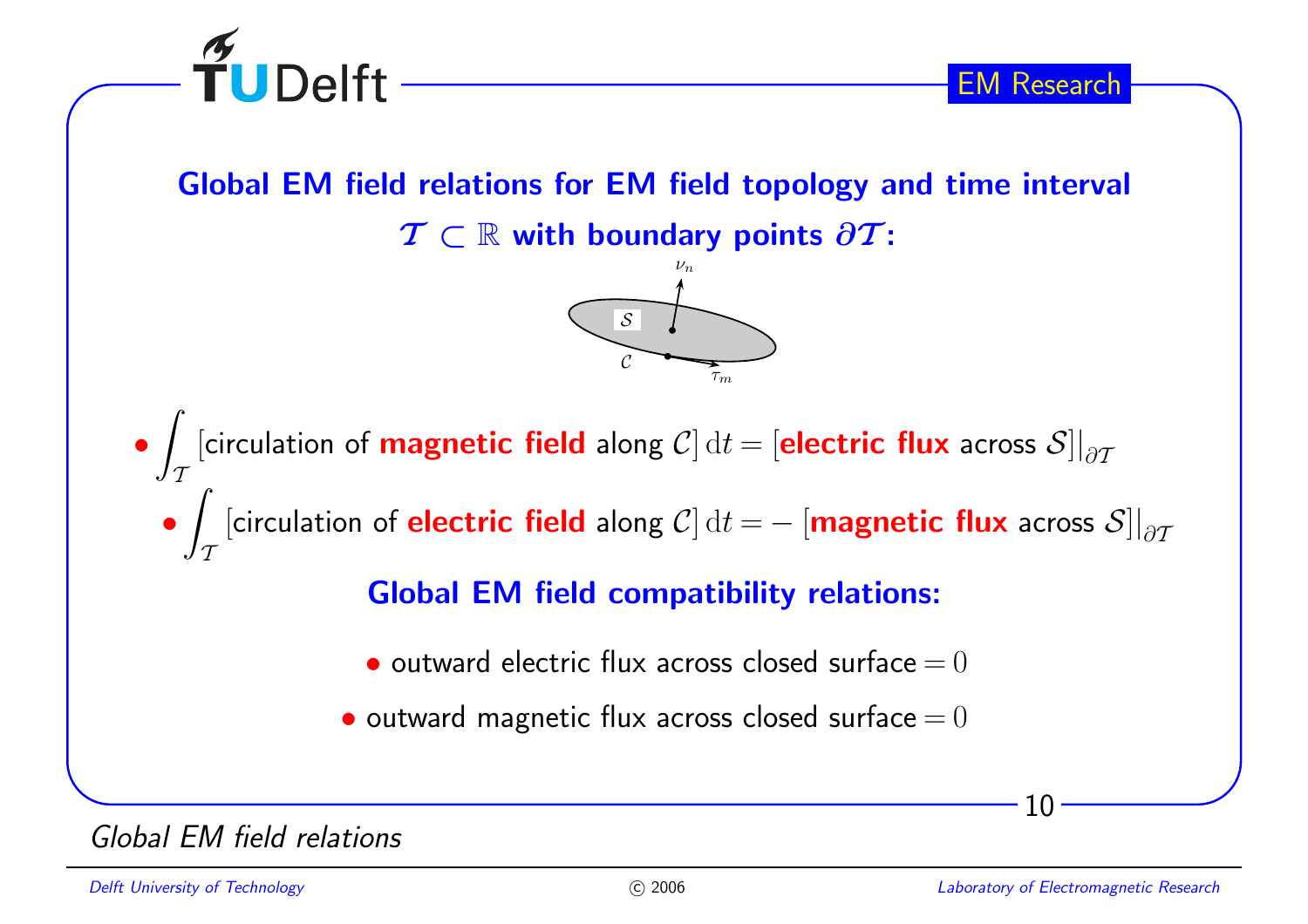## Global EM field relations for EM field topology and time interval $\mathcal{T} \subset \mathbb{R}$ with boundary points $\partial\mathcal{T}$:

- $\int_{\mathcal{T}}$ [circulation of **magnetic field** along $\mathcal{C}$] $\mathrm{d}t =$ [**electric flux** across $\mathcal{S}$]$|_{\partial\mathcal{T}}$
- $\int_{\mathcal{T}}$ [circulation of **electric field** along $\mathcal{C}$] $\mathrm{d}t = -$ [**magnetic flux** across $\mathcal{S}$]$|_{\partial\mathcal{T}}$

### Global EM field compatibility relations:

- outward electric flux across closed surface $= 0$
- outward magnetic flux across closed surface $= 0$

*Global EM field relations*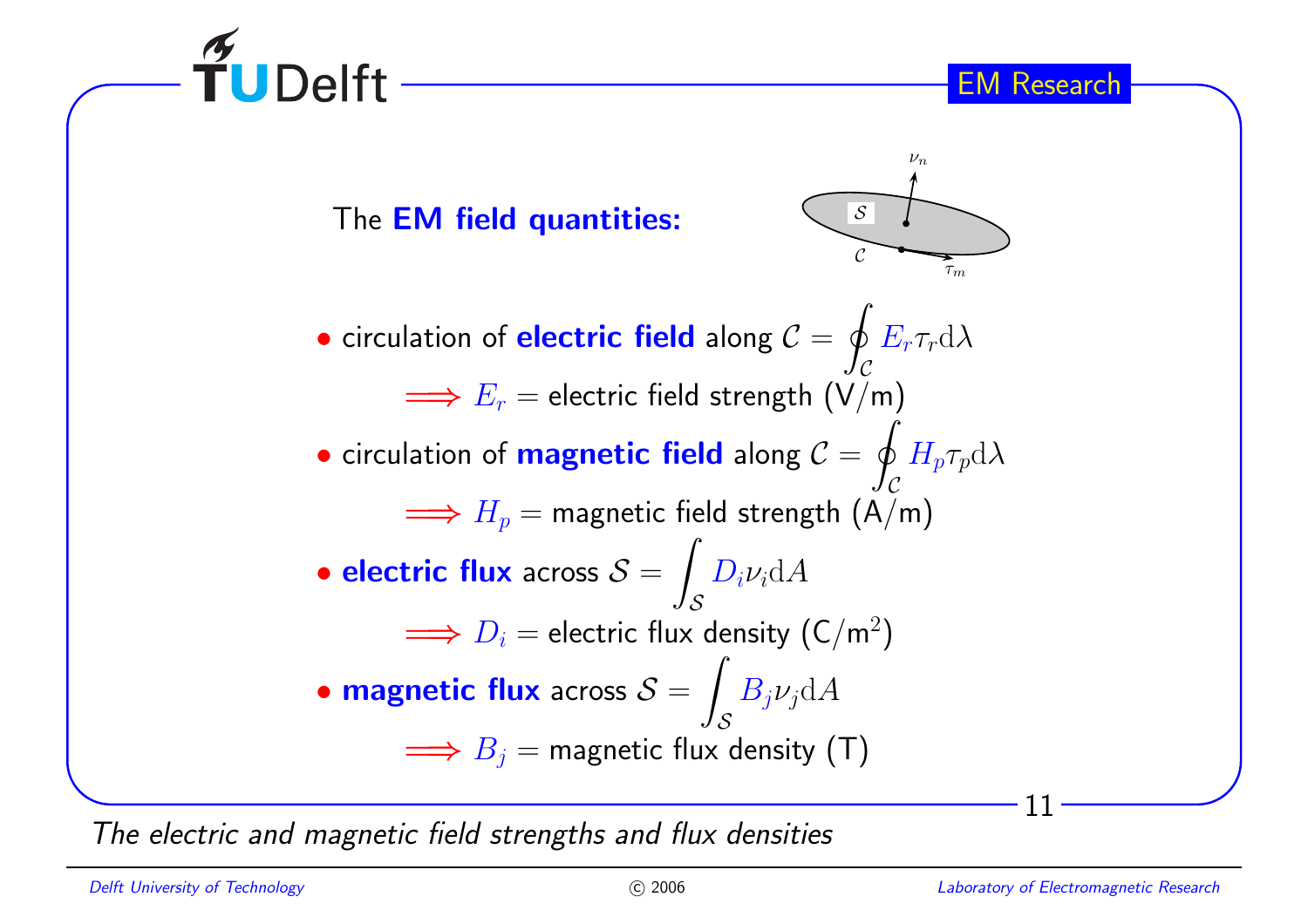The **EM field quantities:**

- circulation of **electric field** along $\mathcal{C} = \oint_{\mathcal{C}} E_r \tau_r \mathrm{d}\lambda$

  $\Longrightarrow E_r$ = electric field strength (V/m)

- circulation of **magnetic field** along $\mathcal{C} = \oint_{\mathcal{C}} H_p \tau_p \mathrm{d}\lambda$

  $\Longrightarrow H_p$ = magnetic field strength (A/m)

- **electric flux** across $\mathcal{S} = \int_{\mathcal{S}} D_i \nu_i \mathrm{d}A$

  $\Longrightarrow D_i$ = electric flux density (C/m$^2$)

- **magnetic flux** across $\mathcal{S} = \int_{\mathcal{S}} B_j \nu_j \mathrm{d}A$

  $\Longrightarrow B_j$ = magnetic flux density (T)

*The electric and magnetic field strengths and flux densities*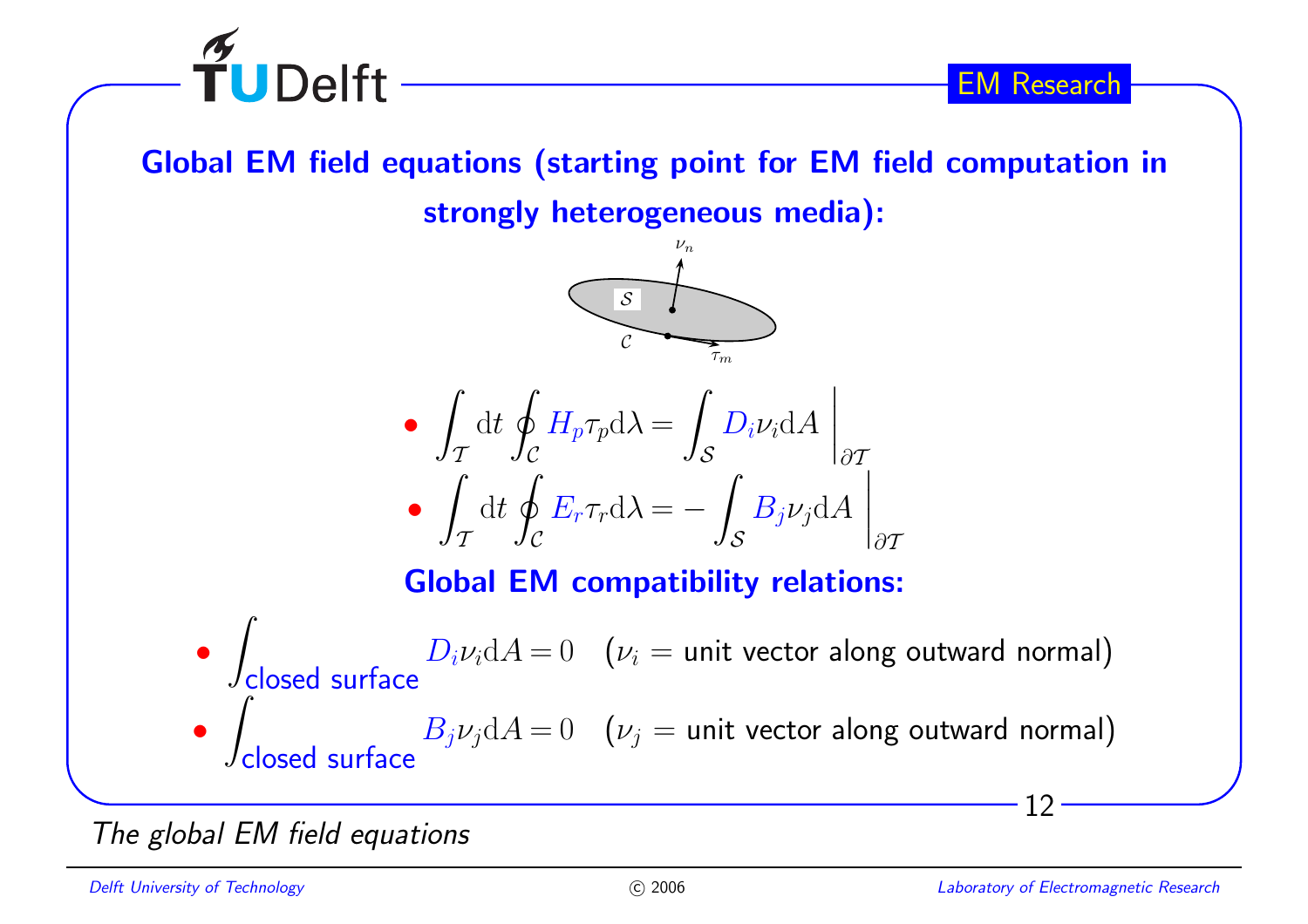## Global EM field equations (starting point for EM field computation in strongly heterogeneous media):

- $$\int_{\mathcal{T}} \mathrm{d}t \oint_{\mathcal{C}} H_p \tau_p \mathrm{d}\lambda = \int_{\mathcal{S}} D_i \nu_i \mathrm{d}A \,\Big|_{\partial \mathcal{T}}$$
- $$\int_{\mathcal{T}} \mathrm{d}t \oint_{\mathcal{C}} E_r \tau_r \mathrm{d}\lambda = -\int_{\mathcal{S}} B_j \nu_j \mathrm{d}A \,\Big|_{\partial \mathcal{T}}$$

## Global EM compatibility relations:

- $\int_{\text{closed surface}} D_i \nu_i \mathrm{d}A = 0$ ($\nu_i$ = unit vector along outward normal)
- $\int_{\text{closed surface}} B_j \nu_j \mathrm{d}A = 0$ ($\nu_j$ = unit vector along outward normal)

*The global EM field equations*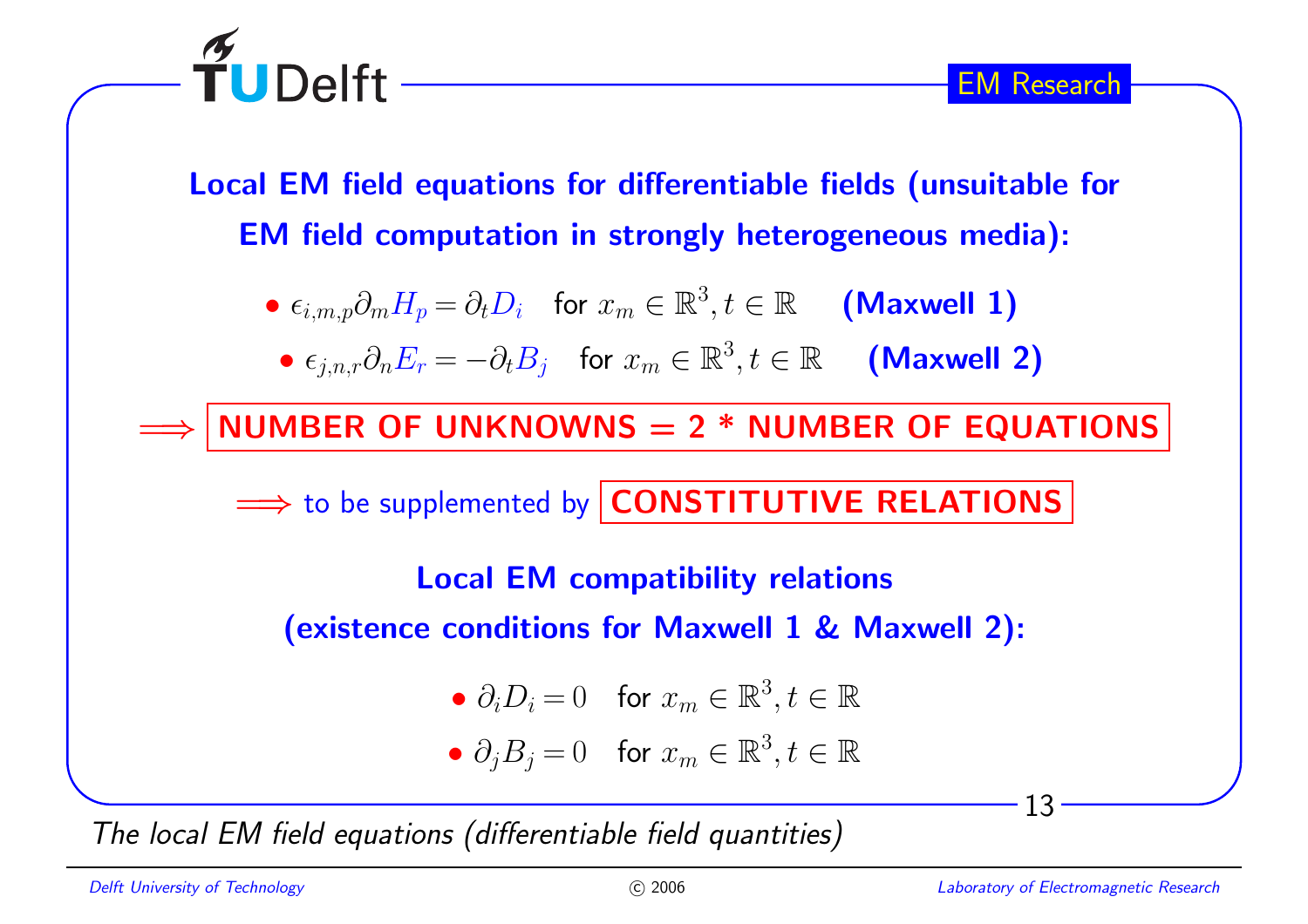## Local EM field equations for differentiable fields (unsuitable for EM field computation in strongly heterogeneous media):

- $\epsilon_{i,m,p}\partial_m H_p = \partial_t D_i$ for $x_m \in \mathbb{R}^3, t \in \mathbb{R}$ **(Maxwell 1)**
- $\epsilon_{j,n,r}\partial_n E_r = -\partial_t B_j$ for $x_m \in \mathbb{R}^3, t \in \mathbb{R}$ **(Maxwell 2)**

$\Longrightarrow$ **NUMBER OF UNKNOWNS = 2 * NUMBER OF EQUATIONS**

$\Longrightarrow$ to be supplemented by **CONSTITUTIVE RELATIONS**

### Local EM compatibility relations (existence conditions for Maxwell 1 & Maxwell 2):

- $\partial_i D_i = 0$ for $x_m \in \mathbb{R}^3, t \in \mathbb{R}$
- $\partial_j B_j = 0$ for $x_m \in \mathbb{R}^3, t \in \mathbb{R}$

*The local EM field equations (differentiable field quantities)*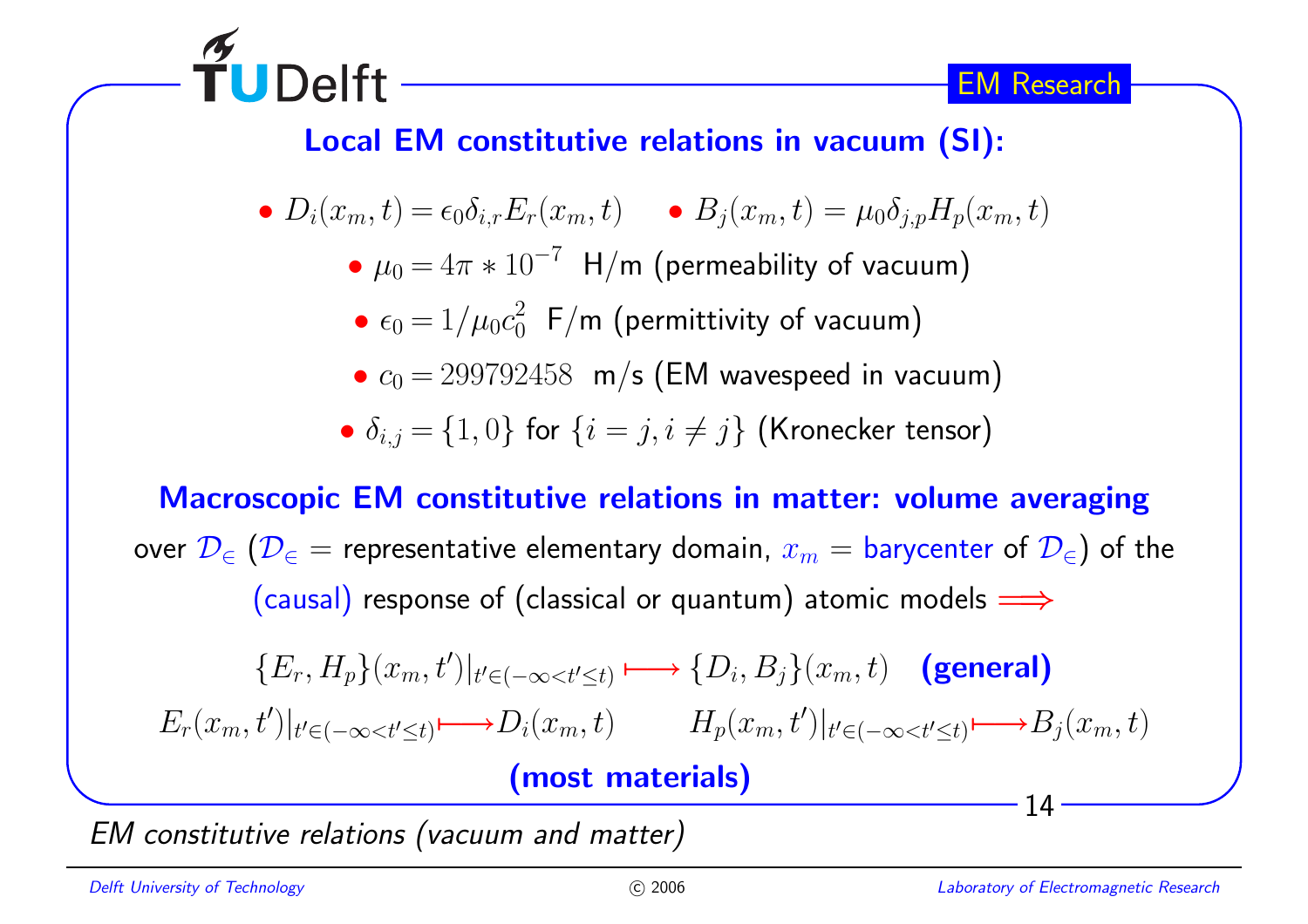## Local EM constitutive relations in vacuum (SI):

- $D_i(x_m, t) = \epsilon_0 \delta_{i,r} E_r(x_m, t)$ • $B_j(x_m, t) = \mu_0 \delta_{j,p} H_p(x_m, t)$
  - $\mu_0 = 4\pi * 10^{-7}$ H/m (permeability of vacuum)
  - $\epsilon_0 = 1/\mu_0 c_0^2$ F/m (permittivity of vacuum)
  - $c_0 = 299792458$ m/s (EM wavespeed in vacuum)
  - $\delta_{i,j} = \{1, 0\}$ for $\{i = j, i \neq j\}$ (Kronecker tensor)

## Macroscopic EM constitutive relations in matter: volume averaging

over $\mathcal{D}_\in$ ($\mathcal{D}_\in$ = representative elementary domain, $x_m$ = barycenter of $\mathcal{D}_\in$) of the (causal) response of (classical or quantum) atomic models $\Longrightarrow$

$$\{E_r, H_p\}(x_m, t')|_{t' \in (-\infty < t' \leq t)} \longmapsto \{D_i, B_j\}(x_m, t) \quad \textbf{(general)}$$

$$E_r(x_m, t')|_{t' \in (-\infty < t' \leq t)} \longmapsto D_i(x_m, t) \qquad H_p(x_m, t')|_{t' \in (-\infty < t' \leq t)} \longmapsto B_j(x_m, t)$$

**(most materials)**

*EM constitutive relations (vacuum and matter)*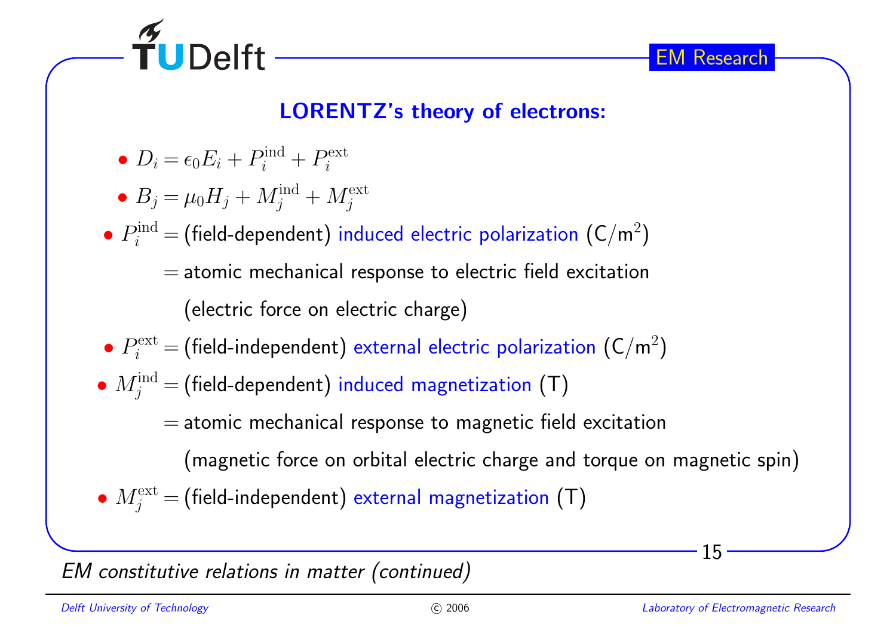## LORENTZ's theory of electrons:

- $D_i = \epsilon_0 E_i + P_i^{\text{ind}} + P_i^{\text{ext}}$
- $B_j = \mu_0 H_j + M_j^{\text{ind}} + M_j^{\text{ext}}$

- $P_i^{\text{ind}} =$ (field-dependent) induced electric polarization (C/m$^2$)

  = atomic mechanical response to electric field excitation

  (electric force on electric charge)

- $P_i^{\text{ext}} =$ (field-independent) external electric polarization (C/m$^2$)
- $M_j^{\text{ind}} =$ (field-dependent) induced magnetization (T)

  = atomic mechanical response to magnetic field excitation

  (magnetic force on orbital electric charge and torque on magnetic spin)

- $M_j^{\text{ext}} =$ (field-independent) external magnetization (T)

*EM constitutive relations in matter (continued)*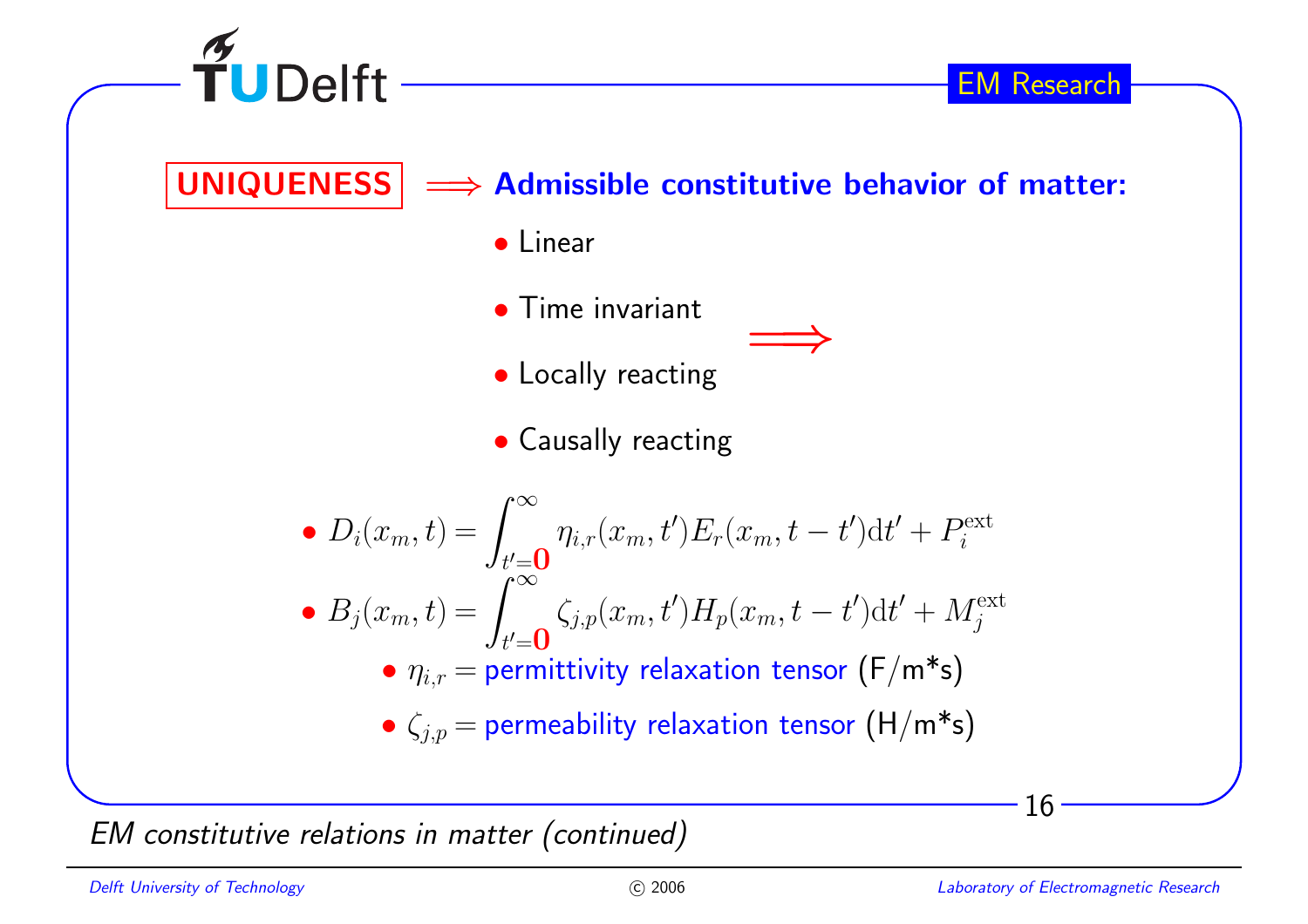**UNIQUENESS** $\Longrightarrow$ **Admissible constitutive behavior of matter:**

- Linear
- Time invariant
- Locally reacting
- Causally reacting

$\Longrightarrow$

- $D_i(x_m,t) = \int_{t'=\mathbf{0}}^{\infty} \eta_{i,r}(x_m,t') E_r(x_m,t-t')\mathrm{d}t' + P_i^{\mathrm{ext}}$
- $B_j(x_m,t) = \int_{t'=\mathbf{0}}^{\infty} \zeta_{j,p}(x_m,t') H_p(x_m,t-t')\mathrm{d}t' + M_j^{\mathrm{ext}}$
  - $\eta_{i,r} =$ permittivity relaxation tensor (F/m*s)
  - $\zeta_{j,p} =$ permeability relaxation tensor (H/m*s)

*EM constitutive relations in matter (continued)*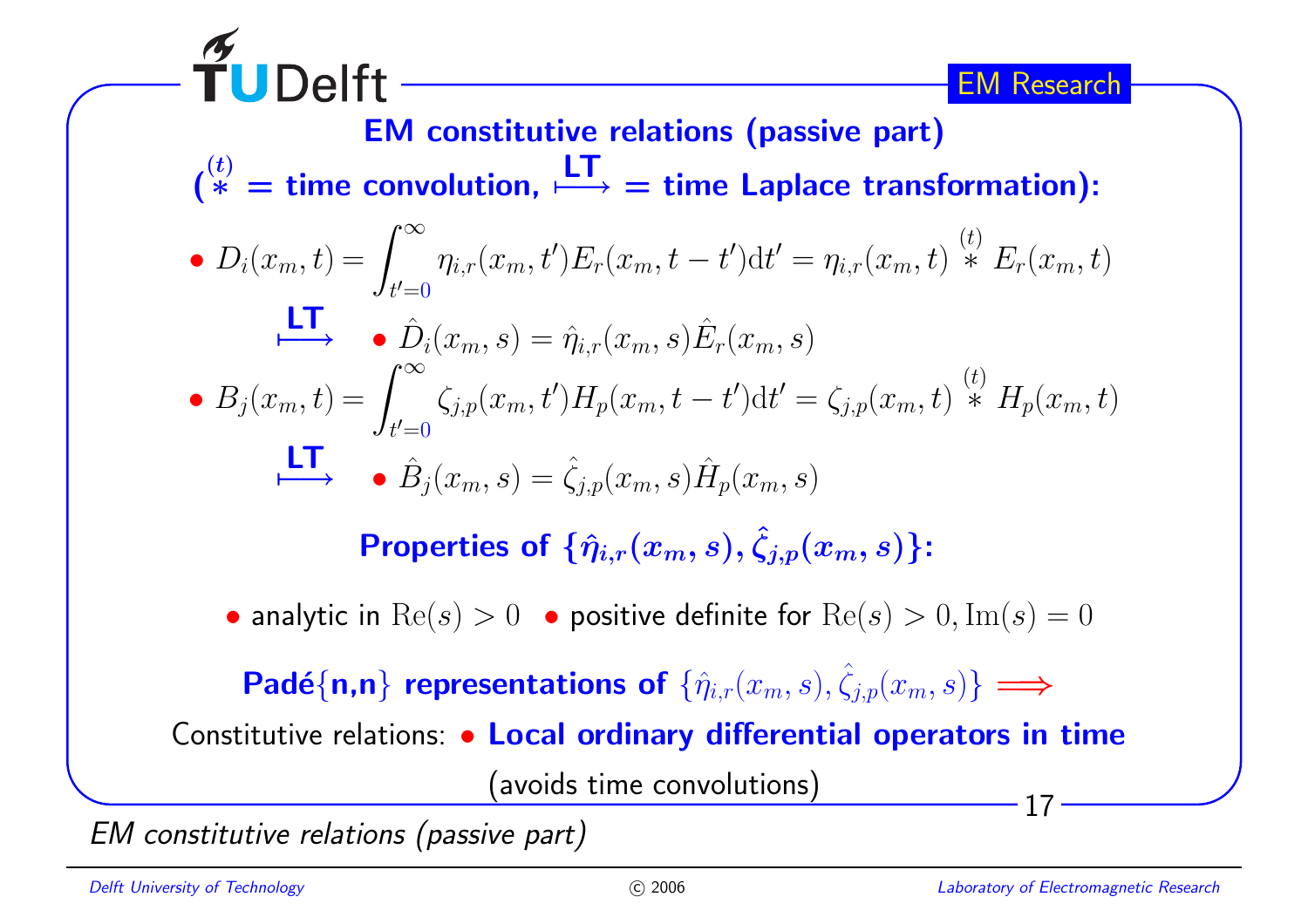## EM constitutive relations (passive part)

**($\overset{(t)}{*}$ = time convolution, $\overset{\text{LT}}{\longmapsto}$ = time Laplace transformation):**

- $D_i(x_m,t) = \int_{t'=0}^{\infty} \eta_{i,r}(x_m,t') E_r(x_m,t-t')\mathrm{d}t' = \eta_{i,r}(x_m,t) \overset{(t)}{*} E_r(x_m,t)$

  $\overset{\text{LT}}{\longmapsto}$ • $\hat{D}_i(x_m,s) = \hat{\eta}_{i,r}(x_m,s)\hat{E}_r(x_m,s)$

- $B_j(x_m,t) = \int_{t'=0}^{\infty} \zeta_{j,p}(x_m,t') H_p(x_m,t-t')\mathrm{d}t' = \zeta_{j,p}(x_m,t) \overset{(t)}{*} H_p(x_m,t)$

  $\overset{\text{LT}}{\longmapsto}$ • $\hat{B}_j(x_m,s) = \hat{\zeta}_{j,p}(x_m,s)\hat{H}_p(x_m,s)$

**Properties of $\{\hat{\eta}_{i,r}(x_m,s), \hat{\zeta}_{j,p}(x_m,s)\}$:**

- analytic in $\mathrm{Re}(s) > 0$ • positive definite for $\mathrm{Re}(s) > 0, \mathrm{Im}(s) = 0$

**Padé{n,n} representations of** $\{\hat{\eta}_{i,r}(x_m,s), \hat{\zeta}_{j,p}(x_m,s)\} \Longrightarrow$

Constitutive relations: • **Local ordinary differential operators in time**

(avoids time convolutions)

*EM constitutive relations (passive part)*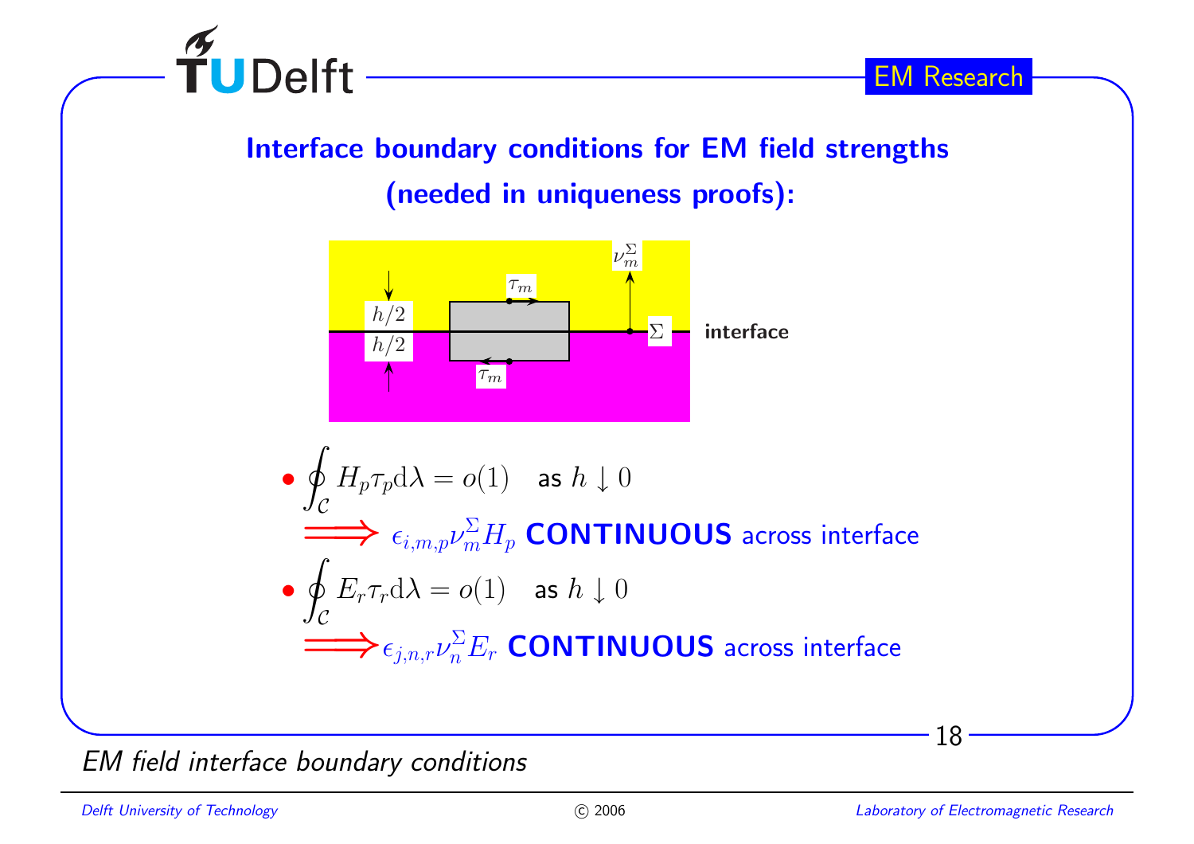## Interface boundary conditions for EM field strengths (needed in uniqueness proofs):

- $\oint_{\mathcal{C}} H_p \tau_p \mathrm{d}\lambda = o(1)$ as $h \downarrow 0$

  $\Longrightarrow$ $\epsilon_{i,m,p}\nu_m^{\Sigma} H_p$ **CONTINUOUS** across interface

- $\oint_{\mathcal{C}} E_r \tau_r \mathrm{d}\lambda = o(1)$ as $h \downarrow 0$

  $\Longrightarrow$ $\epsilon_{j,n,r}\nu_n^{\Sigma} E_r$ **CONTINUOUS** across interface

*EM field interface boundary conditions*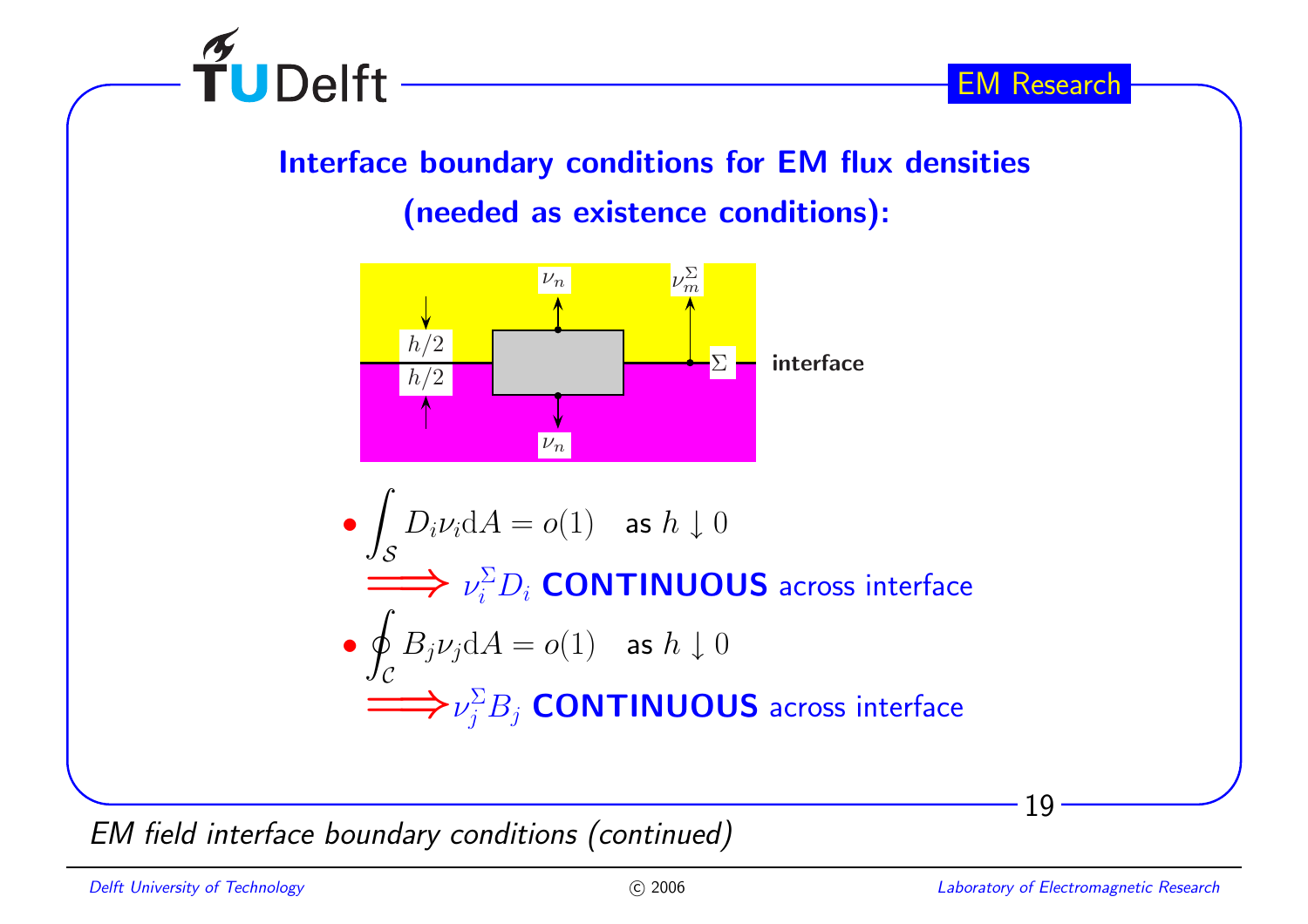## Interface boundary conditions for EM flux densities (needed as existence conditions):

- $\int_{\mathcal{S}} D_i \nu_i \mathrm{d}A = o(1)$ as $h \downarrow 0$

  $\Longrightarrow$ $\nu_i^{\Sigma} D_i$ **CONTINUOUS** across interface

- $\oint_{\mathcal{C}} B_j \nu_j \mathrm{d}A = o(1)$ as $h \downarrow 0$

  $\Longrightarrow$ $\nu_j^{\Sigma} B_j$ **CONTINUOUS** across interface

*EM field interface boundary conditions (continued)*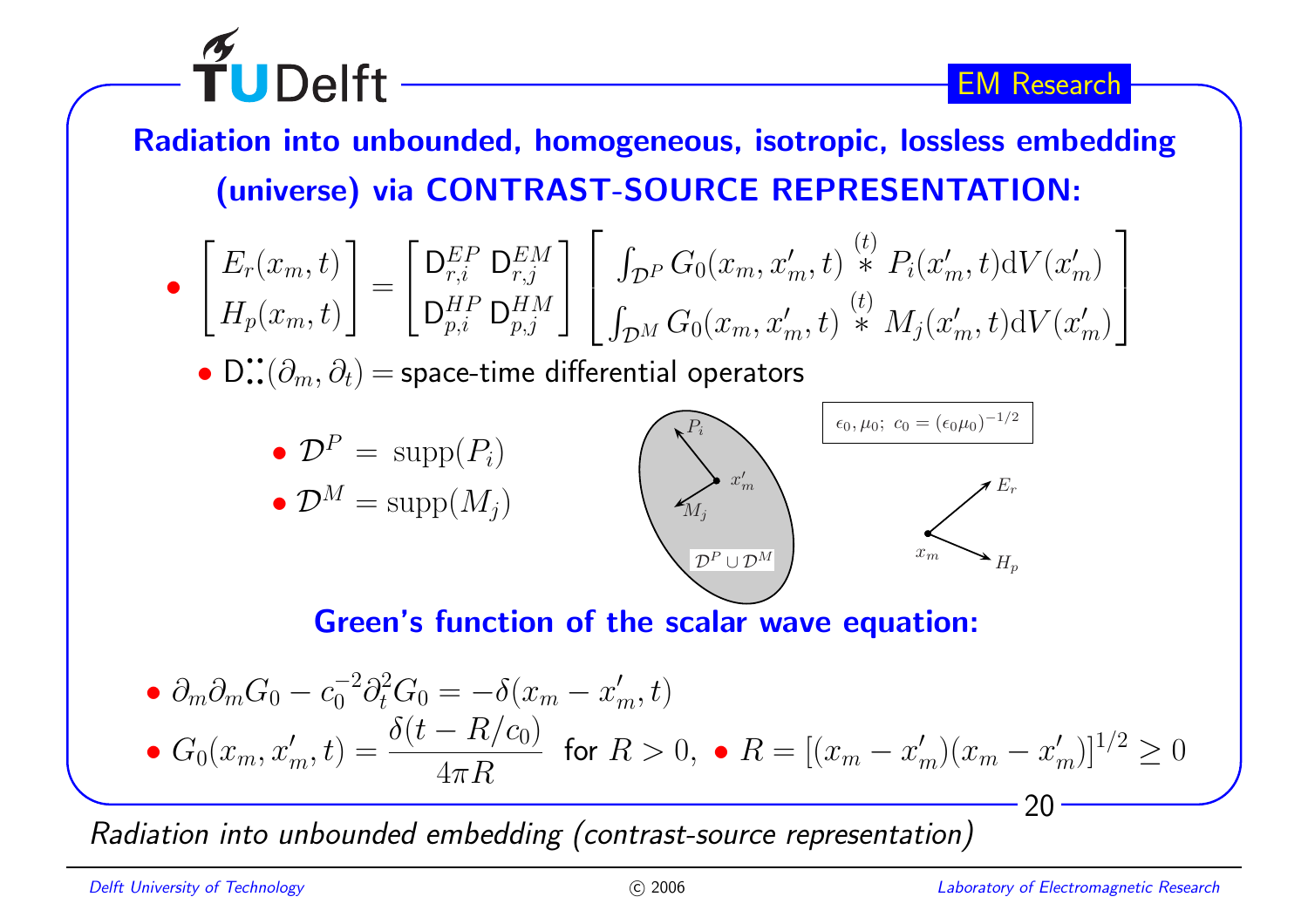## Radiation into unbounded, homogeneous, isotropic, lossless embedding (universe) via CONTRAST-SOURCE REPRESENTATION:

- $$\begin{bmatrix} E_r(x_m,t) \\ H_p(x_m,t) \end{bmatrix} = \begin{bmatrix} \mathsf{D}^{EP}_{r,i} & \mathsf{D}^{EM}_{r,j} \\ \mathsf{D}^{HP}_{p,i} & \mathsf{D}^{HM}_{p,j} \end{bmatrix} \begin{bmatrix} \int_{\mathcal{D}^P} G_0(x_m,x'_m,t) \overset{(t)}{*} P_i(x'_m,t)\mathrm{d}V(x'_m) \\ \int_{\mathcal{D}^M} G_0(x_m,x'_m,t) \overset{(t)}{*} M_j(x'_m,t)\mathrm{d}V(x'_m) \end{bmatrix}$$
  - $\mathsf{D}^{::}_{::}(\partial_m, \partial_t) =$ space-time differential operators
  - $\mathcal{D}^P = \mathrm{supp}(P_i)$
  - $\mathcal{D}^M = \mathrm{supp}(M_j)$

$\epsilon_0, \mu_0;\ c_0 = (\epsilon_0\mu_0)^{-1/2}$

### Green's function of the scalar wave equation:

- $\partial_m\partial_m G_0 - c_0^{-2}\partial_t^2 G_0 = -\delta(x_m - x'_m, t)$
- $G_0(x_m,x'_m,t) = \dfrac{\delta(t - R/c_0)}{4\pi R}$ for $R > 0$, • $R = [(x_m - x'_m)(x_m - x'_m)]^{1/2} \geq 0$

*Radiation into unbounded embedding (contrast-source representation)*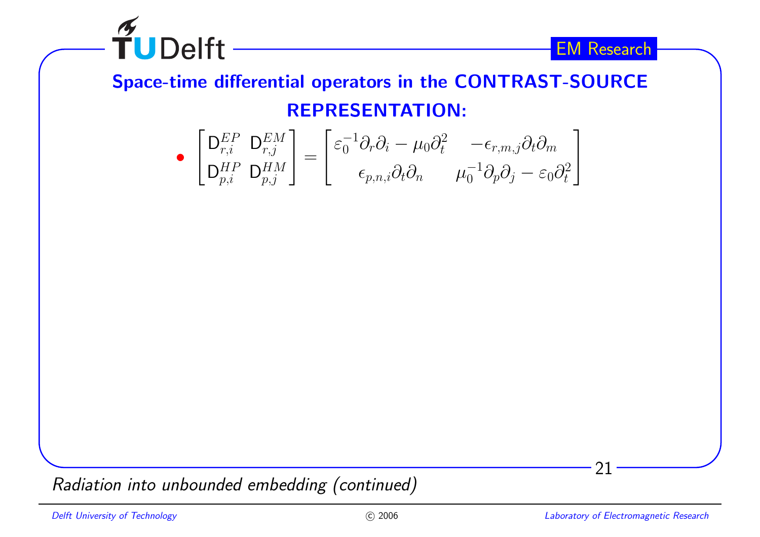## Space-time differential operators in the CONTRAST-SOURCE REPRESENTATION:

- $$\begin{bmatrix} \mathsf{D}^{EP}_{r,i} & \mathsf{D}^{EM}_{r,j} \\ \mathsf{D}^{HP}_{p,i} & \mathsf{D}^{HM}_{p,j} \end{bmatrix} = \begin{bmatrix} \varepsilon_0^{-1}\partial_r\partial_i - \mu_0\partial_t^2 & -\epsilon_{r,m,j}\partial_t\partial_m \\ \epsilon_{p,n,i}\partial_t\partial_n & \mu_0^{-1}\partial_p\partial_j - \varepsilon_0\partial_t^2 \end{bmatrix}$$

*Radiation into unbounded embedding (continued)*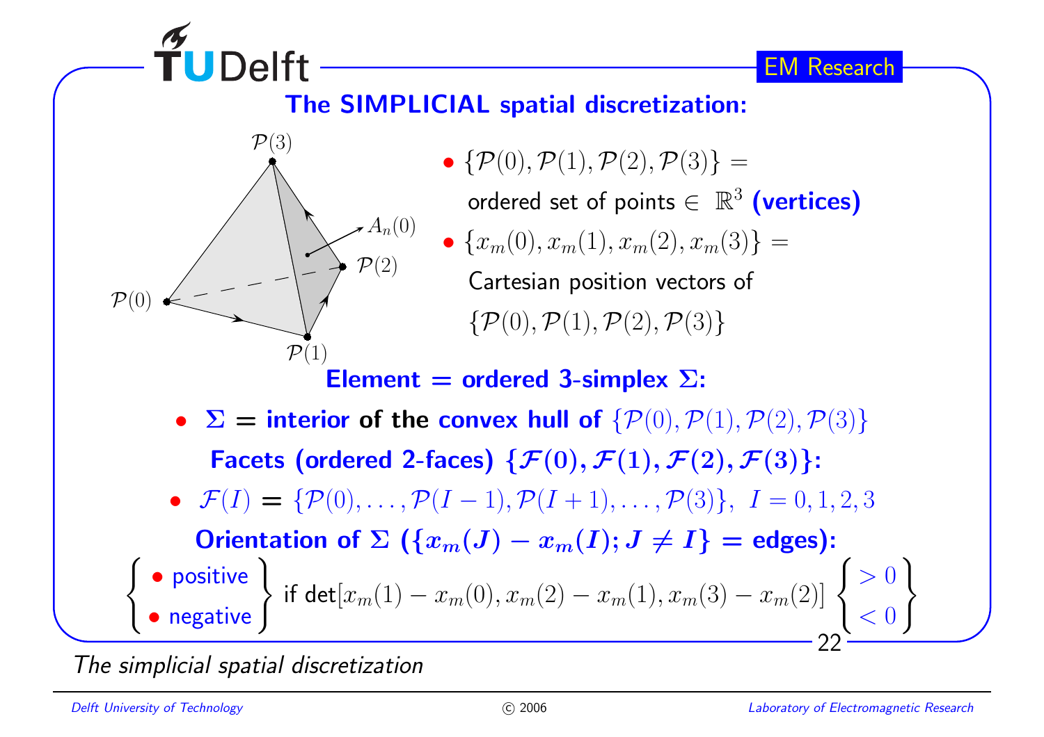## The SIMPLICIAL spatial discretization:

- $\{\mathcal{P}(0), \mathcal{P}(1), \mathcal{P}(2), \mathcal{P}(3)\}$ = ordered set of points $\in \mathbb{R}^3$ **(vertices)**
- $\{x_m(0), x_m(1), x_m(2), x_m(3)\}$ = Cartesian position vectors of $\{\mathcal{P}(0), \mathcal{P}(1), \mathcal{P}(2), \mathcal{P}(3)\}$

**Element = ordered 3-simplex $\Sigma$:**

- **$\Sigma$ = interior of the convex hull of** $\{\mathcal{P}(0), \mathcal{P}(1), \mathcal{P}(2), \mathcal{P}(3)\}$

**Facets (ordered 2-faces) $\{\mathcal{F}(0), \mathcal{F}(1), \mathcal{F}(2), \mathcal{F}(3)\}$:**

- $\mathcal{F}(I) = \{\mathcal{P}(0), \ldots, \mathcal{P}(I-1), \mathcal{P}(I+1), \ldots, \mathcal{P}(3)\}, \; I = 0, 1, 2, 3$

**Orientation of $\Sigma$ ($\{x_m(J) - x_m(I); J \neq I\}$ = edges):**

$$\left\{ \begin{array}{l} \bullet \text{ positive} \\ \bullet \text{ negative} \end{array} \right\} \text{ if } \det[x_m(1) - x_m(0), x_m(2) - x_m(1), x_m(3) - x_m(2)] \left\{ \begin{array}{l} > 0 \\ < 0 \end{array} \right\}$$

*The simplicial spatial discretization*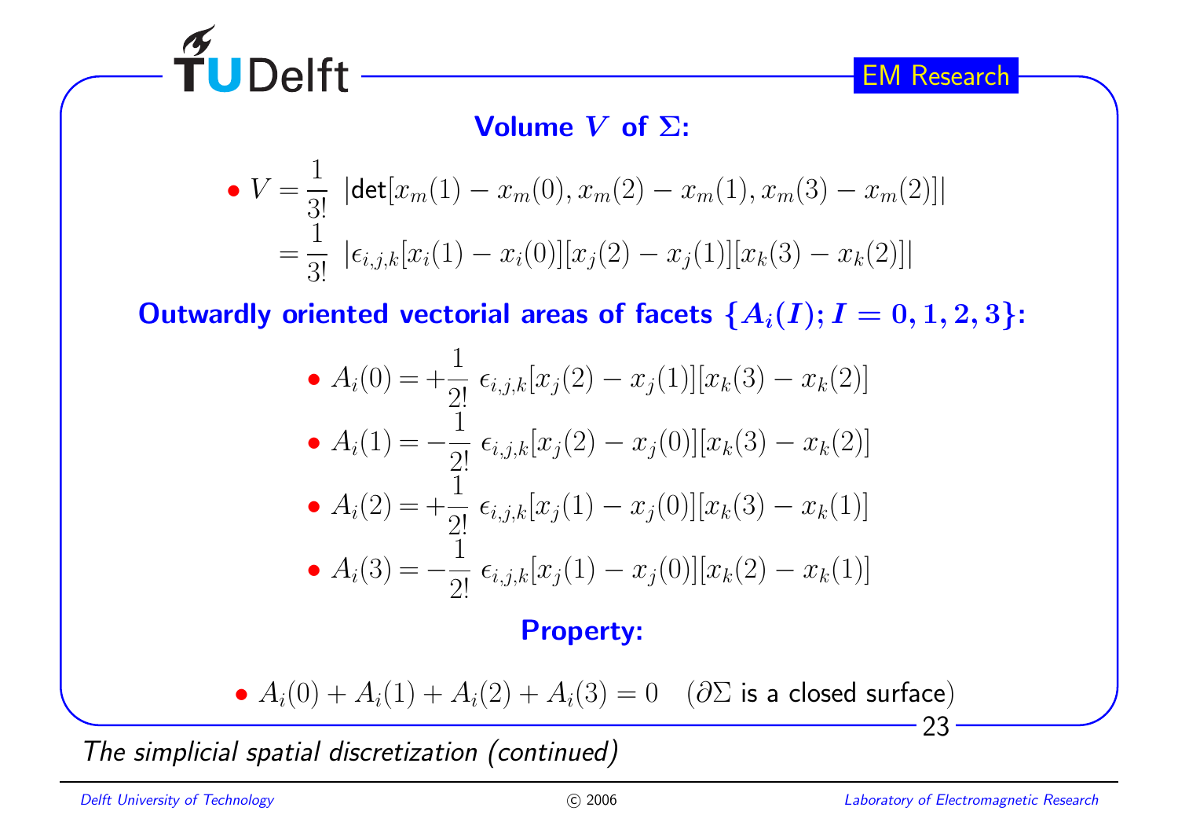## Volume $V$ of $\Sigma$:

- $$V = \frac{1}{3!}\ \left|\mathsf{det}[x_m(1) - x_m(0), x_m(2) - x_m(1), x_m(3) - x_m(2)]\right|$$
  $$= \frac{1}{3!}\ \left|\epsilon_{i,j,k}[x_i(1) - x_i(0)][x_j(2) - x_j(1)][x_k(3) - x_k(2)]\right|$$

## Outwardly oriented vectorial areas of facets $\{A_i(I); I = 0, 1, 2, 3\}$:

- $$A_i(0) = +\frac{1}{2!}\ \epsilon_{i,j,k}[x_j(2) - x_j(1)][x_k(3) - x_k(2)]$$
- $$A_i(1) = -\frac{1}{2!}\ \epsilon_{i,j,k}[x_j(2) - x_j(0)][x_k(3) - x_k(2)]$$
- $$A_i(2) = +\frac{1}{2!}\ \epsilon_{i,j,k}[x_j(1) - x_j(0)][x_k(3) - x_k(1)]$$
- $$A_i(3) = -\frac{1}{2!}\ \epsilon_{i,j,k}[x_j(1) - x_j(0)][x_k(2) - x_k(1)]$$

## Property:

- $A_i(0) + A_i(1) + A_i(2) + A_i(3) = 0 \quad$ ($\partial\Sigma$ is a closed surface)

*The simplicial spatial discretization (continued)*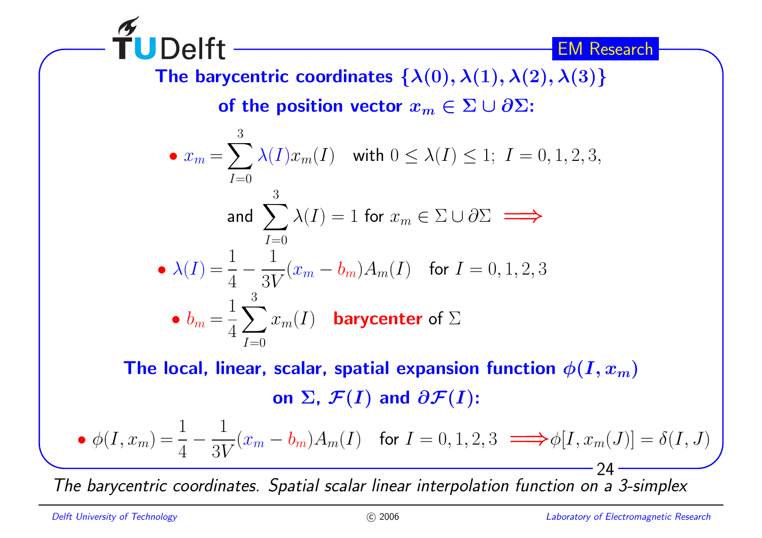**The barycentric coordinates $\{\boldsymbol{\lambda}(0), \boldsymbol{\lambda}(1), \boldsymbol{\lambda}(2), \boldsymbol{\lambda}(3)\}$**

**of the position vector $x_m \in \Sigma \cup \partial\Sigma$:**

- $$x_m = \sum_{I=0}^{3} \lambda(I) x_m(I) \quad \text{with } 0 \leq \lambda(I) \leq 1;\ I = 0, 1, 2, 3,$$

  $$\text{and } \sum_{I=0}^{3} \lambda(I) = 1 \text{ for } x_m \in \Sigma \cup \partial\Sigma \implies$$

- $$\lambda(I) = \frac{1}{4} - \frac{1}{3V}(x_m - b_m) A_m(I) \quad \text{for } I = 0, 1, 2, 3$$

- $$b_m = \frac{1}{4} \sum_{I=0}^{3} x_m(I) \quad \textbf{barycenter} \text{ of } \Sigma$$

**The local, linear, scalar, spatial expansion function $\phi(I, x_m)$**

**on $\Sigma$, $\mathcal{F}(I)$ and $\partial\mathcal{F}(I)$:**

- $$\phi(I, x_m) = \frac{1}{4} - \frac{1}{3V}(x_m - b_m) A_m(I) \quad \text{for } I = 0, 1, 2, 3 \implies \phi[I, x_m(J)] = \delta(I, J)$$

*The barycentric coordinates. Spatial scalar linear interpolation function on a 3-simplex*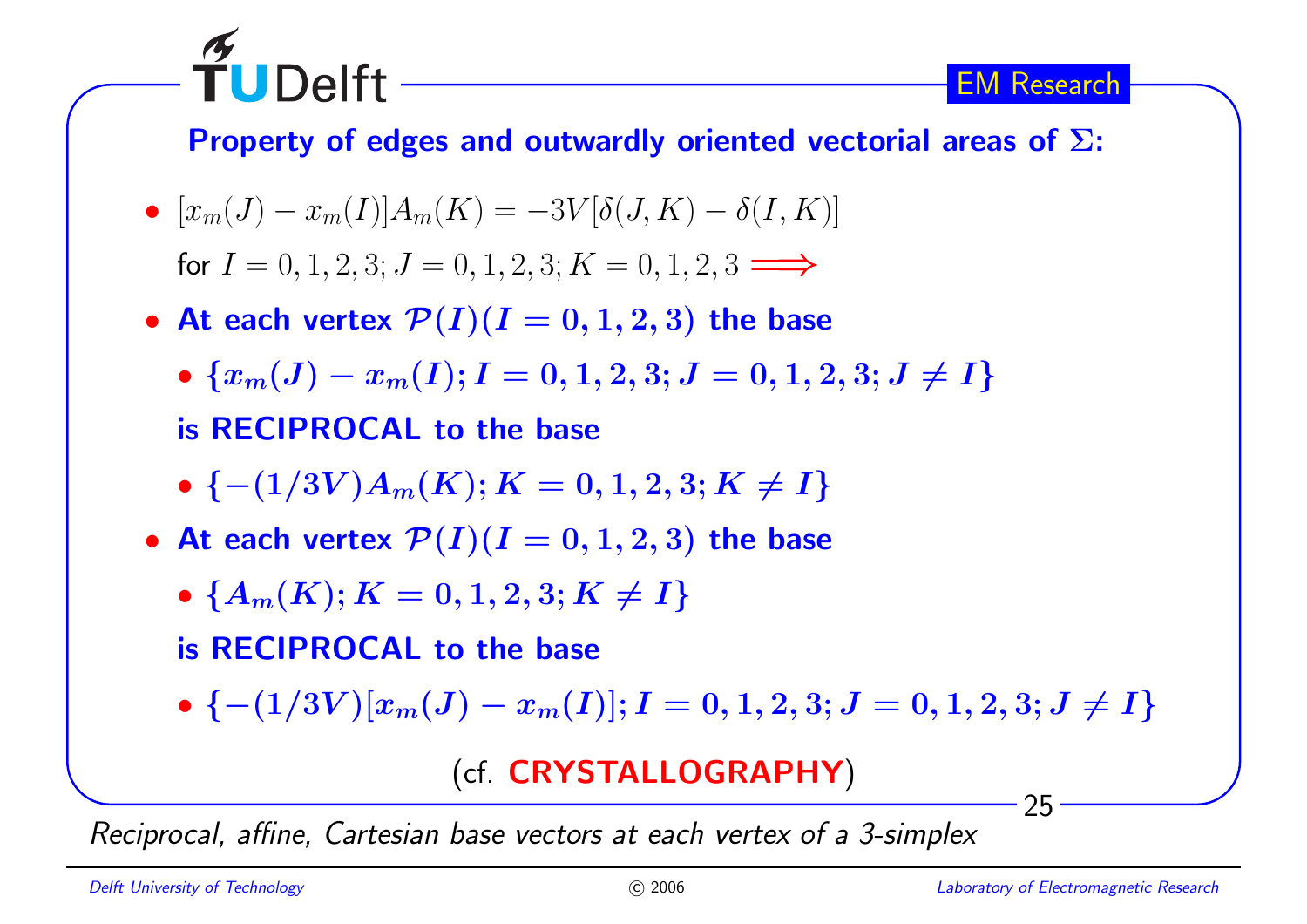## Property of edges and outwardly oriented vectorial areas of $\Sigma$:

- $[x_m(J) - x_m(I)]A_m(K) = -3V[\delta(J,K) - \delta(I,K)]$

  for $I = 0,1,2,3; J = 0,1,2,3; K = 0,1,2,3 \Longrightarrow$

- **At each vertex $\mathcal{P}(I)(I = 0,1,2,3)$ the base**
  - $\{x_m(J) - x_m(I); I = 0,1,2,3; J = 0,1,2,3; J \neq I\}$

  **is RECIPROCAL to the base**
  - $\{-(1/3V)A_m(K); K = 0,1,2,3; K \neq I\}$

- **At each vertex $\mathcal{P}(I)(I = 0,1,2,3)$ the base**
  - $\{A_m(K); K = 0,1,2,3; K \neq I\}$

  **is RECIPROCAL to the base**
  - $\{-(1/3V)[x_m(J) - x_m(I)]; I = 0,1,2,3; J = 0,1,2,3; J \neq I\}$

(cf. **CRYSTALLOGRAPHY**)

*Reciprocal, affine, Cartesian base vectors at each vertex of a 3-simplex*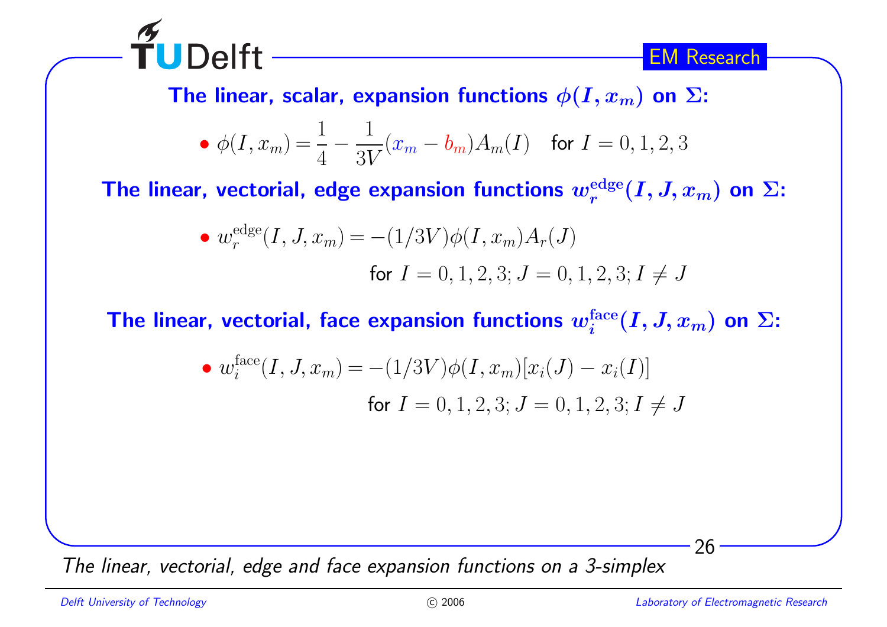### The linear, scalar, expansion functions $\phi(I, x_m)$ on $\Sigma$:

- $\phi(I, x_m) = \dfrac{1}{4} - \dfrac{1}{3V}(x_m - b_m)A_m(I)$ for $I = 0, 1, 2, 3$

### The linear, vectorial, edge expansion functions $w_r^{\text{edge}}(I, J, x_m)$ on $\Sigma$:

- $w_r^{\text{edge}}(I, J, x_m) = -(1/3V)\phi(I, x_m)A_r(J)$

  for $I = 0, 1, 2, 3; J = 0, 1, 2, 3; I \neq J$

### The linear, vectorial, face expansion functions $w_i^{\text{face}}(I, J, x_m)$ on $\Sigma$:

- $w_i^{\text{face}}(I, J, x_m) = -(1/3V)\phi(I, x_m)[x_i(J) - x_i(I)]$

  for $I = 0, 1, 2, 3; J = 0, 1, 2, 3; I \neq J$

*The linear, vectorial, edge and face expansion functions on a 3-simplex*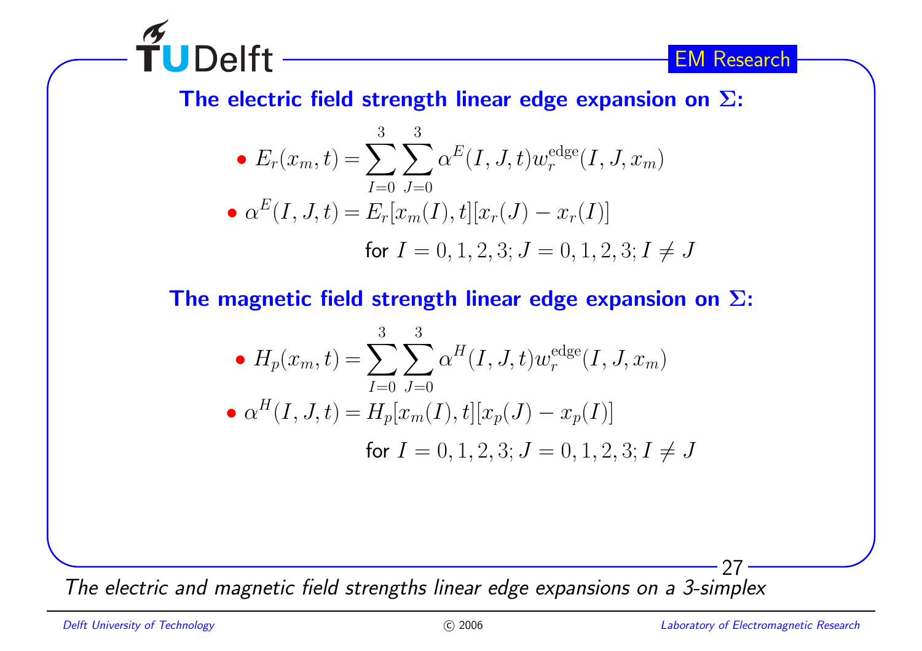## The electric field strength linear edge expansion on $\Sigma$:

- $$E_r(x_m, t) = \sum_{I=0}^{3} \sum_{J=0}^{3} \alpha^E(I, J, t) w_r^{\text{edge}}(I, J, x_m)$$
- $$\alpha^E(I, J, t) = E_r[x_m(I), t][x_r(J) - x_r(I)]$$

  for $I = 0, 1, 2, 3; J = 0, 1, 2, 3; I \neq J$

## The magnetic field strength linear edge expansion on $\Sigma$:

- $$H_p(x_m, t) = \sum_{I=0}^{3} \sum_{J=0}^{3} \alpha^H(I, J, t) w_r^{\text{edge}}(I, J, x_m)$$
- $$\alpha^H(I, J, t) = H_p[x_m(I), t][x_p(J) - x_p(I)]$$

  for $I = 0, 1, 2, 3; J = 0, 1, 2, 3; I \neq J$

*The electric and magnetic field strengths linear edge expansions on a 3-simplex*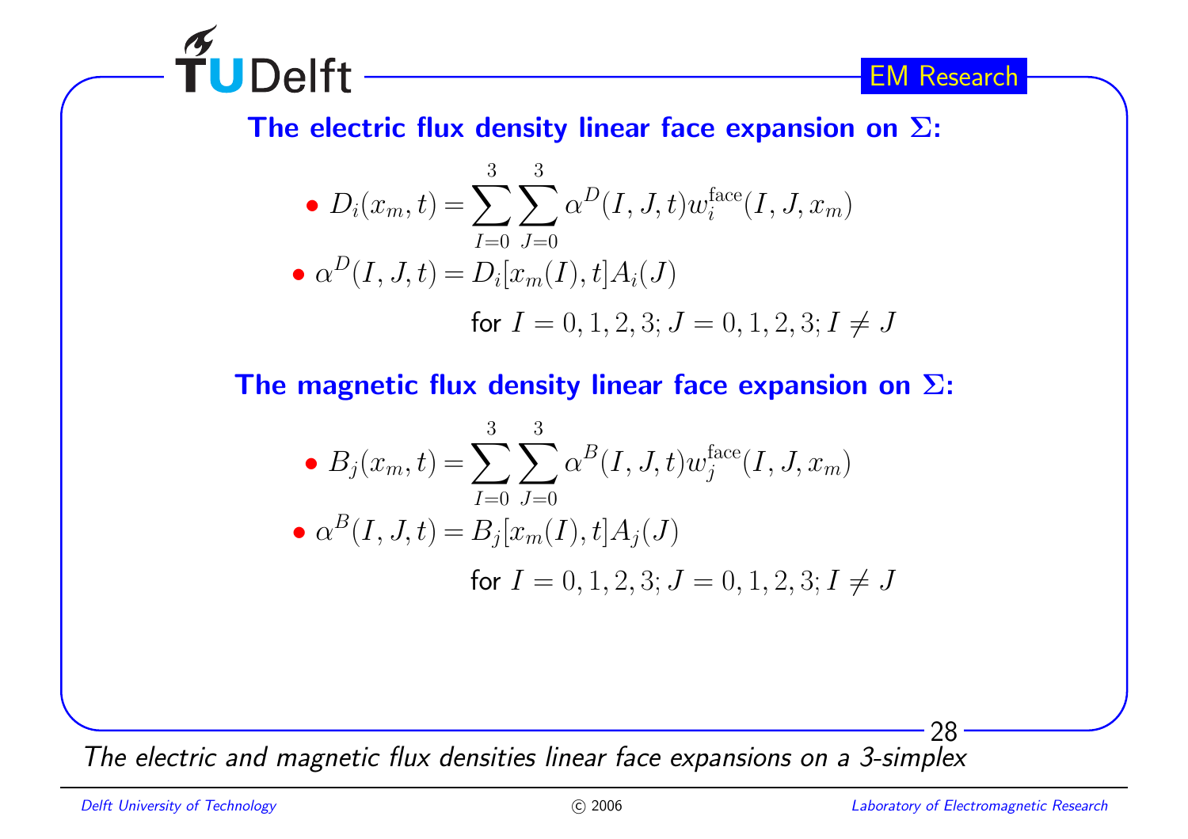## The electric flux density linear face expansion on $\Sigma$:

- $D_i(x_m, t) = \sum_{I=0}^{3} \sum_{J=0}^{3} \alpha^D(I, J, t) w_i^{\text{face}}(I, J, x_m)$
- $\alpha^D(I, J, t) = D_i[x_m(I), t] A_i(J)$

  for $I = 0, 1, 2, 3; J = 0, 1, 2, 3; I \neq J$

## The magnetic flux density linear face expansion on $\Sigma$:

- $B_j(x_m, t) = \sum_{I=0}^{3} \sum_{J=0}^{3} \alpha^B(I, J, t) w_j^{\text{face}}(I, J, x_m)$
- $\alpha^B(I, J, t) = B_j[x_m(I), t] A_j(J)$

  for $I = 0, 1, 2, 3; J = 0, 1, 2, 3; I \neq J$

*The electric and magnetic flux densities linear face expansions on a 3-simplex*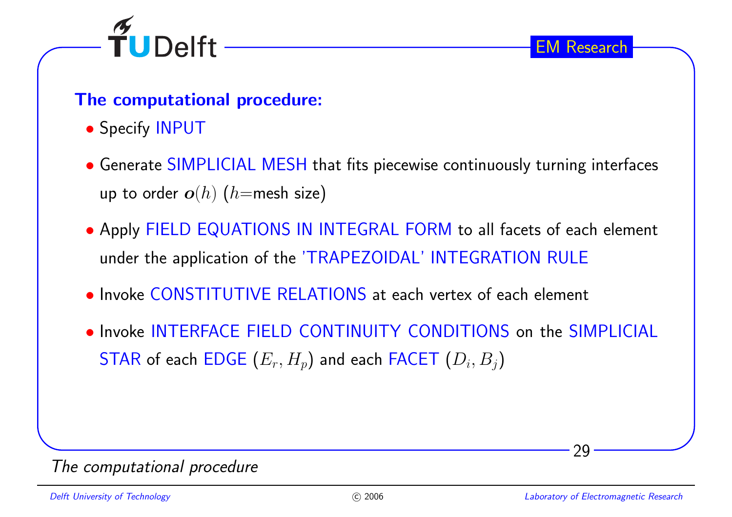## The computational procedure:

- Specify INPUT
- Generate SIMPLICIAL MESH that fits piecewise continuously turning interfaces up to order $\boldsymbol{o}(h)$ ($h$=mesh size)
- Apply FIELD EQUATIONS IN INTEGRAL FORM to all facets of each element under the application of the 'TRAPEZOIDAL' INTEGRATION RULE
- Invoke CONSTITUTIVE RELATIONS at each vertex of each element
- Invoke INTERFACE FIELD CONTINUITY CONDITIONS on the SIMPLICIAL STAR of each EDGE ($E_r, H_p$) and each FACET ($D_i, B_j$)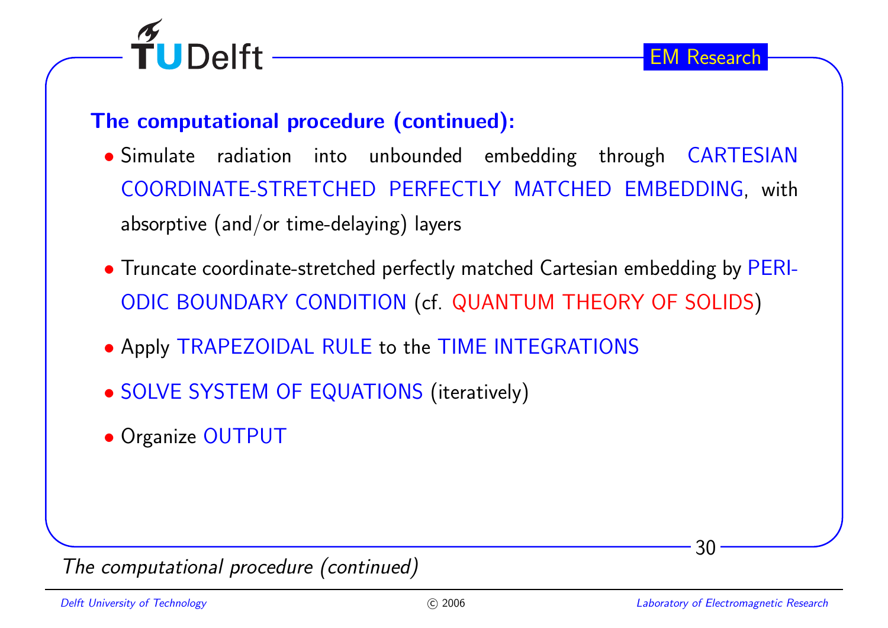## The computational procedure (continued):

- Simulate radiation into unbounded embedding through CARTESIAN COORDINATE-STRETCHED PERFECTLY MATCHED EMBEDDING, with absorptive (and/or time-delaying) layers
- Truncate coordinate-stretched perfectly matched Cartesian embedding by PERIODIC BOUNDARY CONDITION (cf. QUANTUM THEORY OF SOLIDS)
- Apply TRAPEZOIDAL RULE to the TIME INTEGRATIONS
- SOLVE SYSTEM OF EQUATIONS (iteratively)
- Organize OUTPUT

*The computational procedure (continued)*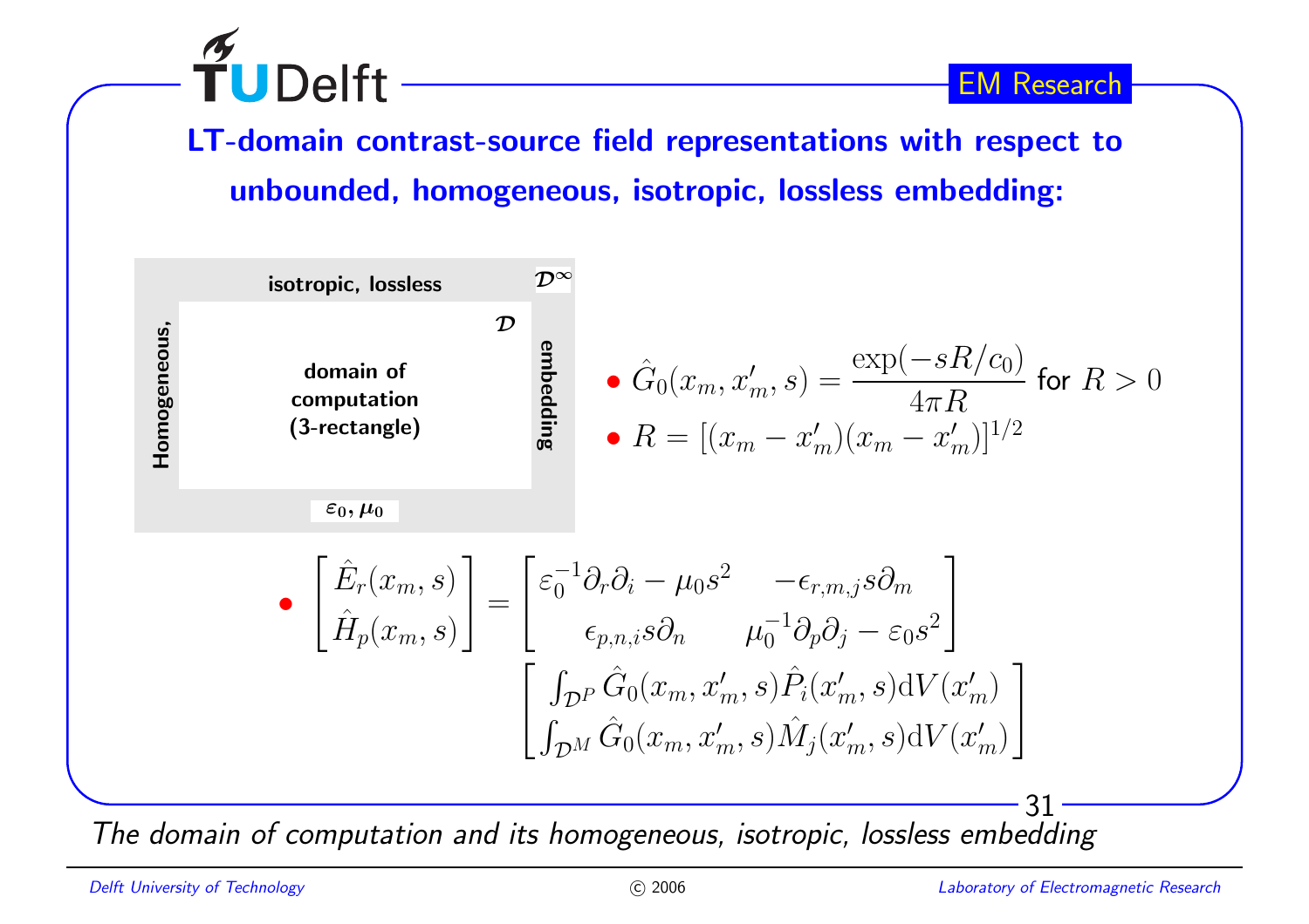## LT-domain contrast-source field representations with respect to unbounded, homogeneous, isotropic, lossless embedding:

isotropic, lossless $\mathcal{D}^\infty$

Homogeneous, embedding

domain of computation (3-rectangle) $\mathcal{D}$

$\varepsilon_0, \mu_0$

- $\hat{G}_0(x_m, x'_m, s) = \dfrac{\exp(-sR/c_0)}{4\pi R}$ for $R > 0$
- $R = [(x_m - x'_m)(x_m - x'_m)]^{1/2}$

- $$\begin{bmatrix} \hat{E}_r(x_m, s) \\ \hat{H}_p(x_m, s) \end{bmatrix} = \begin{bmatrix} \varepsilon_0^{-1}\partial_r\partial_i - \mu_0 s^2 & -\epsilon_{r,m,j} s \partial_m \\ \epsilon_{p,n,i} s \partial_n & \mu_0^{-1}\partial_p\partial_j - \varepsilon_0 s^2 \end{bmatrix} \begin{bmatrix} \int_{\mathcal{D}^P} \hat{G}_0(x_m, x'_m, s)\hat{P}_i(x'_m, s)\mathrm{d}V(x'_m) \\ \int_{\mathcal{D}^M} \hat{G}_0(x_m, x'_m, s)\hat{M}_j(x'_m, s)\mathrm{d}V(x'_m) \end{bmatrix}$$

*The domain of computation and its homogeneous, isotropic, lossless embedding*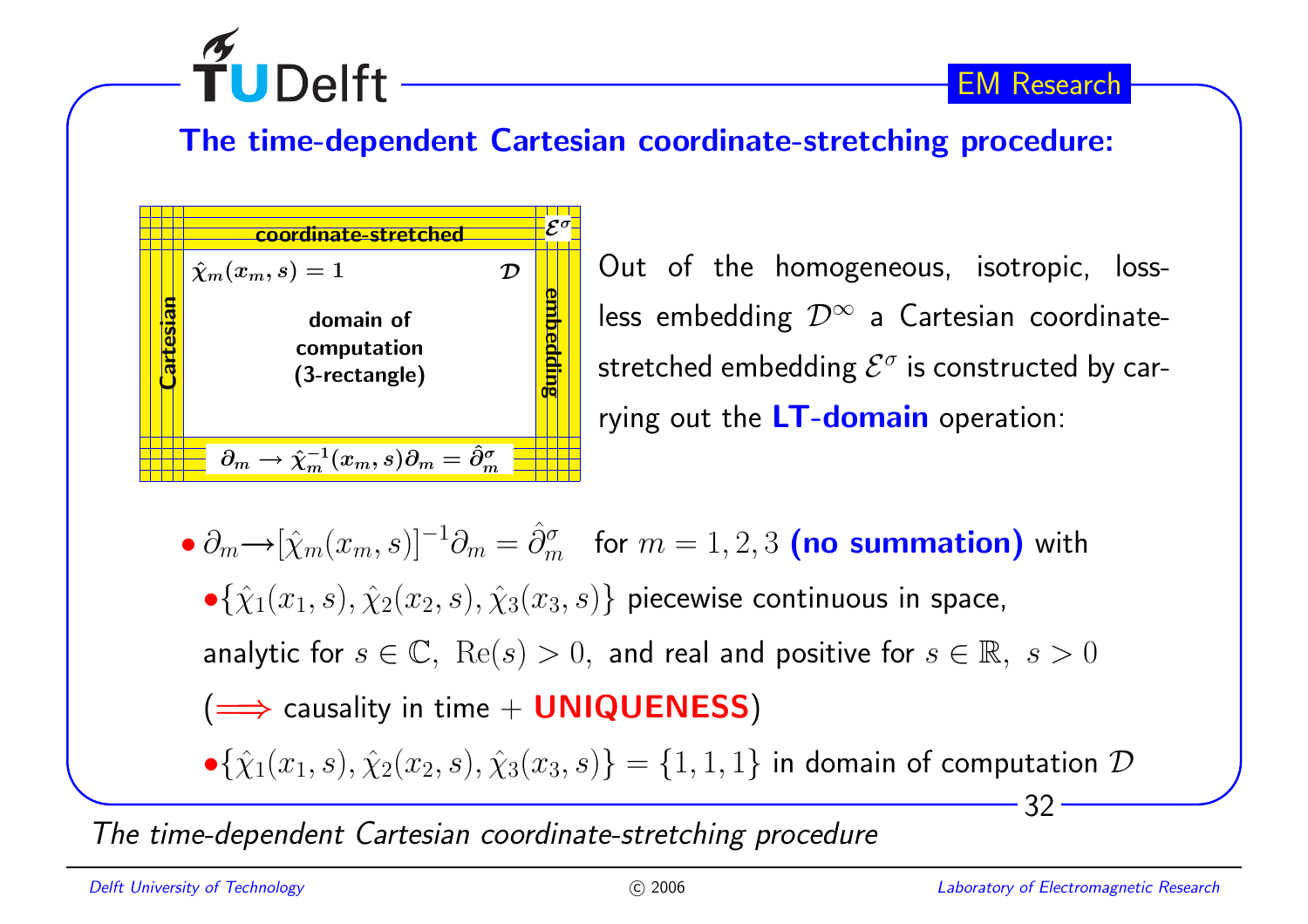## The time-dependent Cartesian coordinate-stretching procedure:

coordinate-stretched $\mathcal{E}^\sigma$

$\hat{\chi}_m(x_m, s) = 1$ $\mathcal{D}$

Cartesian — domain of computation (3-rectangle) — embedding

$\partial_m \rightarrow \hat{\chi}_m^{-1}(x_m, s)\partial_m = \hat{\partial}_m^\sigma$

Out of the homogeneous, isotropic, lossless embedding $\mathcal{D}^\infty$ a Cartesian coordinate-stretched embedding $\mathcal{E}^\sigma$ is constructed by carrying out the **LT-domain** operation:

- $\partial_m \rightarrow [\hat{\chi}_m(x_m, s)]^{-1}\partial_m = \hat{\partial}_m^\sigma$ for $m = 1, 2, 3$ **(no summation)** with
  - $\{\hat{\chi}_1(x_1, s), \hat{\chi}_2(x_2, s), \hat{\chi}_3(x_3, s)\}$ piecewise continuous in space, analytic for $s \in \mathbb{C},\ \mathrm{Re}(s) > 0,$ and real and positive for $s \in \mathbb{R},\ s > 0$ ($\Longrightarrow$ causality in time + **UNIQUENESS**)
  - $\{\hat{\chi}_1(x_1, s), \hat{\chi}_2(x_2, s), \hat{\chi}_3(x_3, s)\} = \{1, 1, 1\}$ in domain of computation $\mathcal{D}$

*The time-dependent Cartesian coordinate-stretching procedure*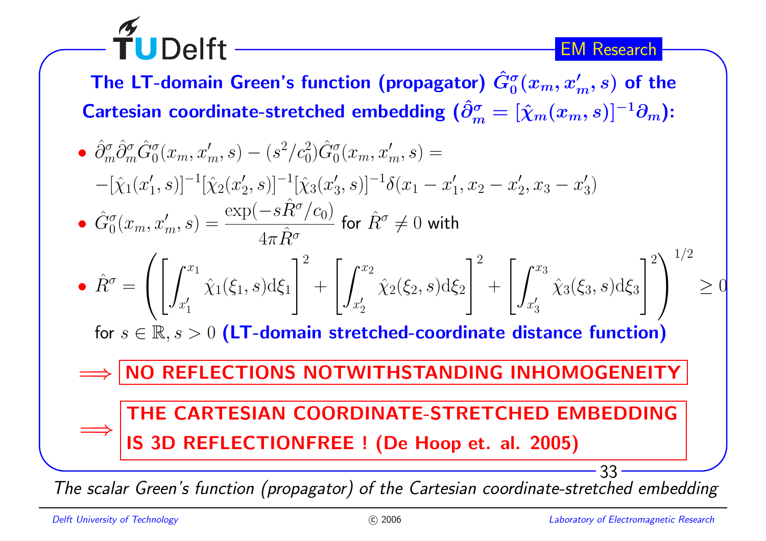## The LT-domain Green's function (propagator) $\hat{G}_0^\sigma(x_m, x'_m, s)$ of the Cartesian coordinate-stretched embedding ($\hat{\partial}_m^\sigma = [\hat{\chi}_m(x_m, s)]^{-1}\partial_m$):

- $\hat{\partial}_m^\sigma \hat{\partial}_m^\sigma \hat{G}_0^\sigma(x_m, x'_m, s) - (s^2/c_0^2)\hat{G}_0^\sigma(x_m, x'_m, s) =$
  $-[\hat{\chi}_1(x'_1, s)]^{-1}[\hat{\chi}_2(x'_2, s)]^{-1}[\hat{\chi}_3(x'_3, s)]^{-1}\delta(x_1 - x'_1, x_2 - x'_2, x_3 - x'_3)$
- $\hat{G}_0^\sigma(x_m, x'_m, s) = \dfrac{\exp(-s\hat{R}^\sigma/c_0)}{4\pi\hat{R}^\sigma}$ for $\hat{R}^\sigma \neq 0$ with
- $$\hat{R}^\sigma = \left( \left[ \int_{x'_1}^{x_1} \hat{\chi}_1(\xi_1, s)\mathrm{d}\xi_1 \right]^2 + \left[ \int_{x'_2}^{x_2} \hat{\chi}_2(\xi_2, s)\mathrm{d}\xi_2 \right]^2 + \left[ \int_{x'_3}^{x_3} \hat{\chi}_3(\xi_3, s)\mathrm{d}\xi_3 \right]^2 \right)^{1/2} \geq 0$$

  for $s \in \mathbb{R}, s > 0$ **(LT-domain stretched-coordinate distance function)**

$\Longrightarrow$ **NO REFLECTIONS NOTWITHSTANDING INHOMOGENEITY**

$\Longrightarrow$ **THE CARTESIAN COORDINATE-STRETCHED EMBEDDING IS 3D REFLECTIONFREE ! (De Hoop et. al. 2005)**

*The scalar Green's function (propagator) of the Cartesian coordinate-stretched embedding*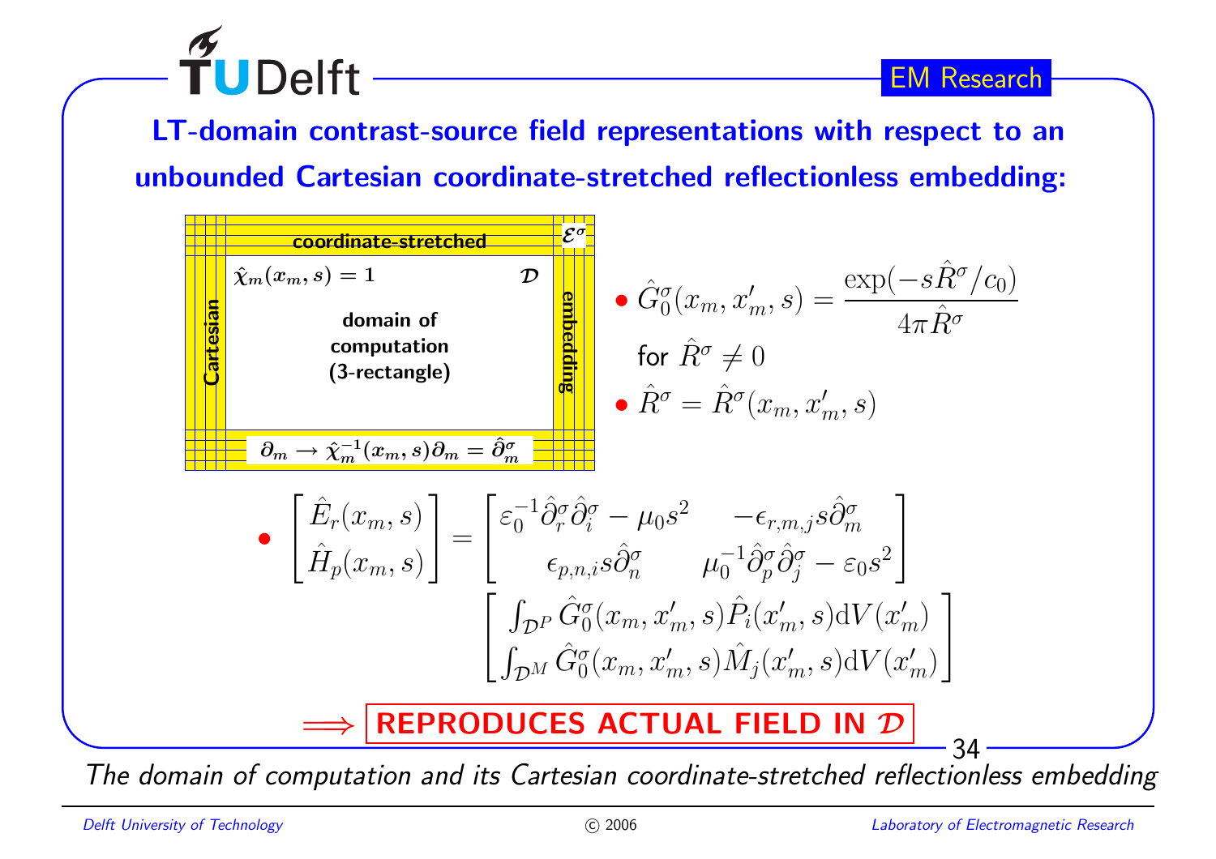## LT-domain contrast-source field representations with respect to an unbounded Cartesian coordinate-stretched reflectionless embedding:

coordinate-stretched $\mathcal{E}^\sigma$

$\hat{\chi}_m(x_m, s) = 1$ $\mathcal{D}$

domain of computation (3-rectangle)

Cartesian embedding

$\partial_m \to \hat{\chi}_m^{-1}(x_m, s)\partial_m = \hat{\partial}_m^\sigma$

- $\hat{G}_0^\sigma(x_m, x'_m, s) = \dfrac{\exp(-s\hat{R}^\sigma/c_0)}{4\pi\hat{R}^\sigma}$ for $\hat{R}^\sigma \neq 0$
- $\hat{R}^\sigma = \hat{R}^\sigma(x_m, x'_m, s)$

- $$\begin{bmatrix} \hat{E}_r(x_m, s) \\ \hat{H}_p(x_m, s) \end{bmatrix} = \begin{bmatrix} \varepsilon_0^{-1}\hat{\partial}_r^\sigma\hat{\partial}_i^\sigma - \mu_0 s^2 & -\epsilon_{r,m,j} s\hat{\partial}_m^\sigma \\ \epsilon_{p,n,i} s\hat{\partial}_n^\sigma & \mu_0^{-1}\hat{\partial}_p^\sigma\hat{\partial}_j^\sigma - \varepsilon_0 s^2 \end{bmatrix} \begin{bmatrix} \int_{\mathcal{D}^P} \hat{G}_0^\sigma(x_m, x'_m, s)\hat{P}_i(x'_m, s)\mathrm{d}V(x'_m) \\ \int_{\mathcal{D}^M} \hat{G}_0^\sigma(x_m, x'_m, s)\hat{M}_j(x'_m, s)\mathrm{d}V(x'_m) \end{bmatrix}$$

$\Longrightarrow$ **REPRODUCES ACTUAL FIELD IN $\mathcal{D}$**

*The domain of computation and its Cartesian coordinate-stretched reflectionless embedding*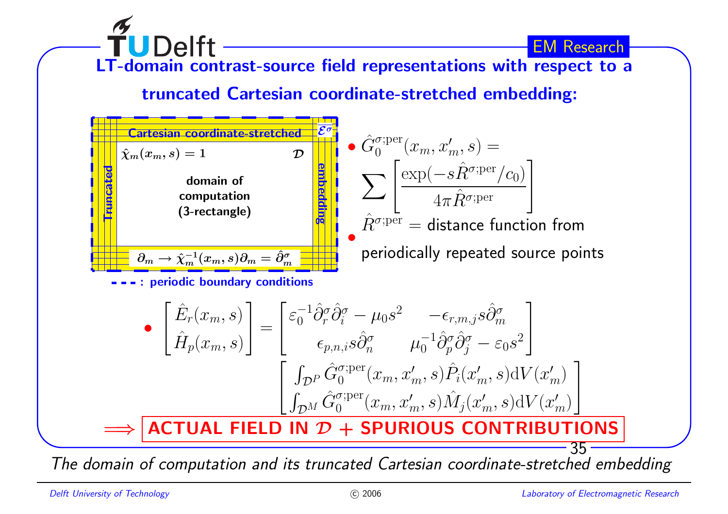## LT-domain contrast-source field representations with respect to a truncated Cartesian coordinate-stretched embedding:

Cartesian coordinate-stretched $\mathcal{E}^\sigma$

$\hat{\chi}_m(x_m, s) = 1$ $\mathcal{D}$

Truncated — domain of computation (3-rectangle) — embedding

$\partial_m \to \hat{\chi}_m^{-1}(x_m, s)\partial_m = \hat{\partial}_m^\sigma$

- - - : periodic boundary conditions

- $\hat{G}_0^{\sigma;\mathrm{per}}(x_m, x'_m, s) = \sum \left[ \dfrac{\exp(-s\hat{R}^{\sigma;\mathrm{per}}/c_0)}{4\pi \hat{R}^{\sigma;\mathrm{per}}} \right]$
- $\hat{R}^{\sigma;\mathrm{per}} =$ distance function from periodically repeated source points

- $$\begin{bmatrix} \hat{E}_r(x_m, s) \\ \hat{H}_p(x_m, s) \end{bmatrix} = \begin{bmatrix} \varepsilon_0^{-1}\hat{\partial}_r^\sigma \hat{\partial}_i^\sigma - \mu_0 s^2 & -\epsilon_{r,m,j} s \hat{\partial}_m^\sigma \\ \epsilon_{p,n,i} s \hat{\partial}_n^\sigma & \mu_0^{-1}\hat{\partial}_p^\sigma \hat{\partial}_j^\sigma - \varepsilon_0 s^2 \end{bmatrix} \begin{bmatrix} \int_{\mathcal{D}^P} \hat{G}_0^{\sigma;\mathrm{per}}(x_m, x'_m, s)\hat{P}_i(x'_m, s)\mathrm{d}V(x'_m) \\ \int_{\mathcal{D}^M} \hat{G}_0^{\sigma;\mathrm{per}}(x_m, x'_m, s)\hat{M}_j(x'_m, s)\mathrm{d}V(x'_m) \end{bmatrix}$$

$\Longrightarrow$ **ACTUAL FIELD IN $\mathcal{D}$ + SPURIOUS CONTRIBUTIONS**

*The domain of computation and its truncated Cartesian coordinate-stretched embedding*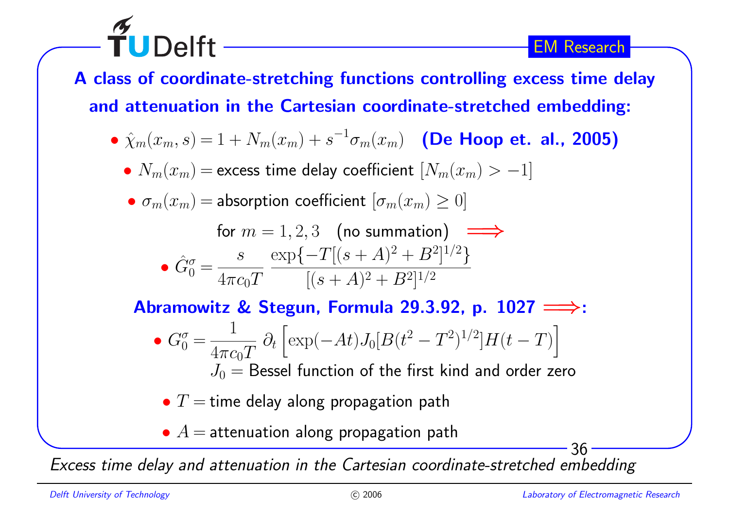## A class of coordinate-stretching functions controlling excess time delay and attenuation in the Cartesian coordinate-stretched embedding:

- $\hat{\chi}_m(x_m, s) = 1 + N_m(x_m) + s^{-1}\sigma_m(x_m)$ **(De Hoop et. al., 2005)**
  - $N_m(x_m) =$ excess time delay coefficient $[N_m(x_m) > -1]$
  - $\sigma_m(x_m) =$ absorption coefficient $[\sigma_m(x_m) \geq 0]$

for $m = 1, 2, 3$ (no summation) $\Longrightarrow$

- $$\hat{G}_0^\sigma = \frac{s}{4\pi c_0 T} \frac{\exp\{-T[(s+A)^2 + B^2]^{1/2}\}}{[(s+A)^2 + B^2]^{1/2}}$$

**Abramowitz & Stegun, Formula 29.3.92, p. 1027 $\Longrightarrow$:**

- $$G_0^\sigma = \frac{1}{4\pi c_0 T}\, \partial_t \left[\exp(-At) J_0[B(t^2 - T^2)^{1/2}] H(t - T)\right]$$

  $J_0 =$ Bessel function of the first kind and order zero

- $T =$ time delay along propagation path
- $A =$ attenuation along propagation path

*Excess time delay and attenuation in the Cartesian coordinate-stretched embedding*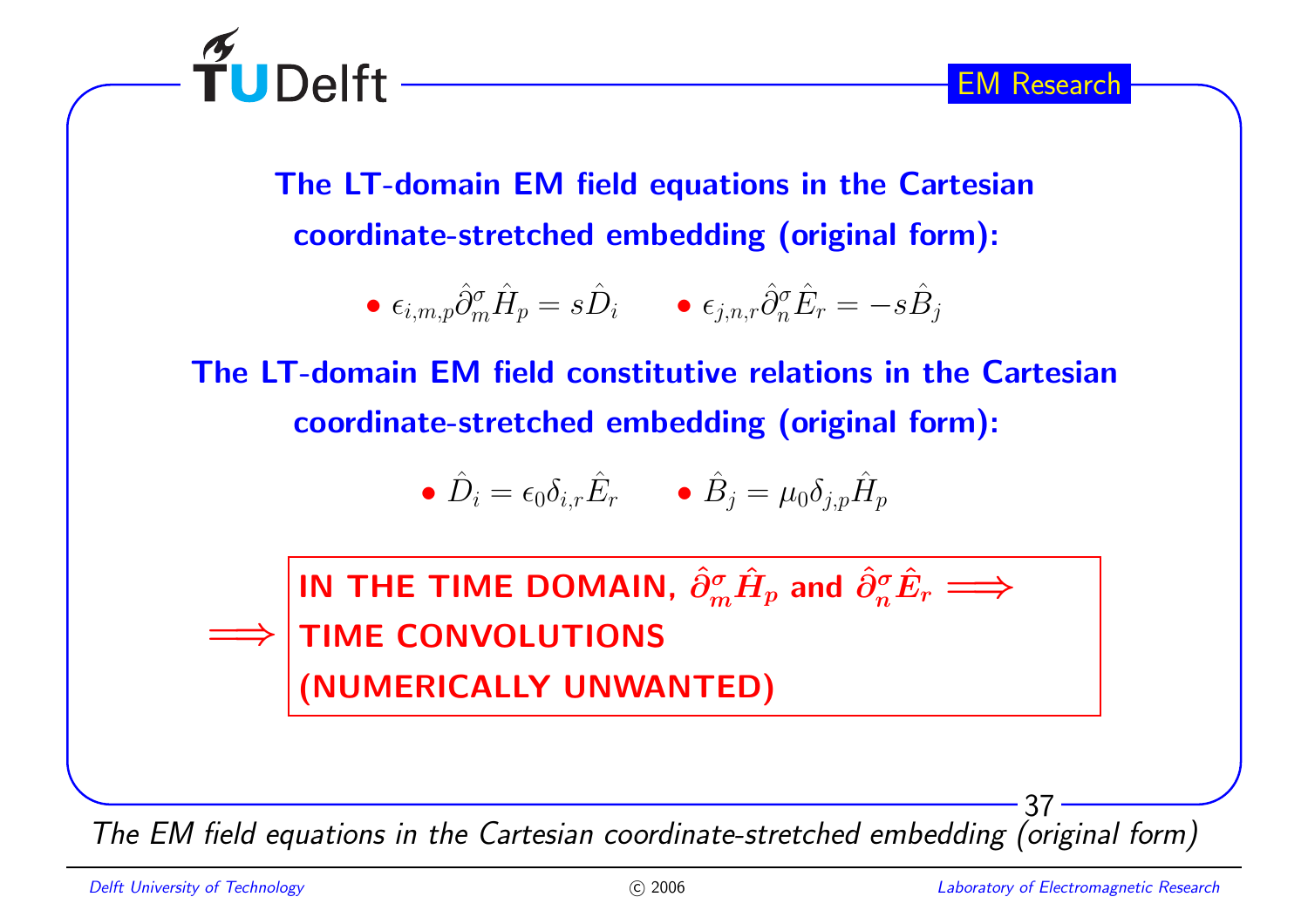**The LT-domain EM field equations in the Cartesian coordinate-stretched embedding (original form):**

- $\epsilon_{i,m,p}\hat{\partial}_m^\sigma \hat{H}_p = s\hat{D}_i$ 
- $\epsilon_{j,n,r}\hat{\partial}_n^\sigma \hat{E}_r = -s\hat{B}_j$

**The LT-domain EM field constitutive relations in the Cartesian coordinate-stretched embedding (original form):**

- $\hat{D}_i = \epsilon_0 \delta_{i,r} \hat{E}_r$ 
- $\hat{B}_j = \mu_0 \delta_{j,p} \hat{H}_p$

$\Longrightarrow$ **IN THE TIME DOMAIN, $\hat{\partial}_m^\sigma \hat{H}_p$ and $\hat{\partial}_n^\sigma \hat{E}_r$ $\Longrightarrow$ TIME CONVOLUTIONS (NUMERICALLY UNWANTED)**

*The EM field equations in the Cartesian coordinate-stretched embedding (original form)*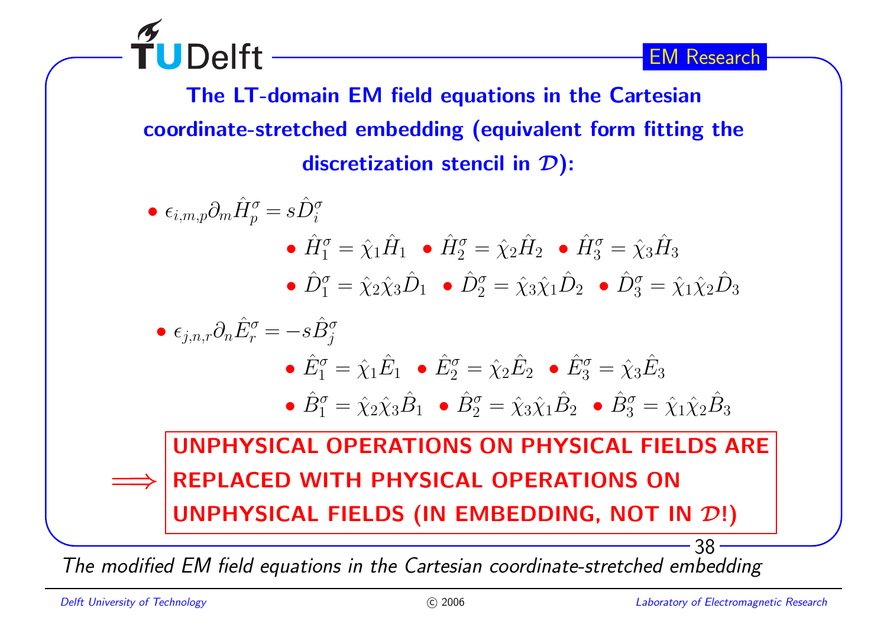## The LT-domain EM field equations in the Cartesian coordinate-stretched embedding (equivalent form fitting the discretization stencil in $\mathcal{D}$):

- $\epsilon_{i,m,p}\partial_m \hat{H}_p^\sigma = s\hat{D}_i^\sigma$
  - $\hat{H}_1^\sigma = \hat{\chi}_1 \hat{H}_1$ • $\hat{H}_2^\sigma = \hat{\chi}_2 \hat{H}_2$ • $\hat{H}_3^\sigma = \hat{\chi}_3 \hat{H}_3$
  - $\hat{D}_1^\sigma = \hat{\chi}_2 \hat{\chi}_3 \hat{D}_1$ • $\hat{D}_2^\sigma = \hat{\chi}_3 \hat{\chi}_1 \hat{D}_2$ • $\hat{D}_3^\sigma = \hat{\chi}_1 \hat{\chi}_2 \hat{D}_3$
- $\epsilon_{j,n,r}\partial_n \hat{E}_r^\sigma = -s\hat{B}_j^\sigma$
  - $\hat{E}_1^\sigma = \hat{\chi}_1 \hat{E}_1$ • $\hat{E}_2^\sigma = \hat{\chi}_2 \hat{E}_2$ • $\hat{E}_3^\sigma = \hat{\chi}_3 \hat{E}_3$
  - $\hat{B}_1^\sigma = \hat{\chi}_2 \hat{\chi}_3 \hat{B}_1$ • $\hat{B}_2^\sigma = \hat{\chi}_3 \hat{\chi}_1 \hat{B}_2$ • $\hat{B}_3^\sigma = \hat{\chi}_1 \hat{\chi}_2 \hat{B}_3$

$\Longrightarrow$ **UNPHYSICAL OPERATIONS ON PHYSICAL FIELDS ARE REPLACED WITH PHYSICAL OPERATIONS ON UNPHYSICAL FIELDS (IN EMBEDDING, NOT IN $\mathcal{D}$!)**

*The modified EM field equations in the Cartesian coordinate-stretched embedding*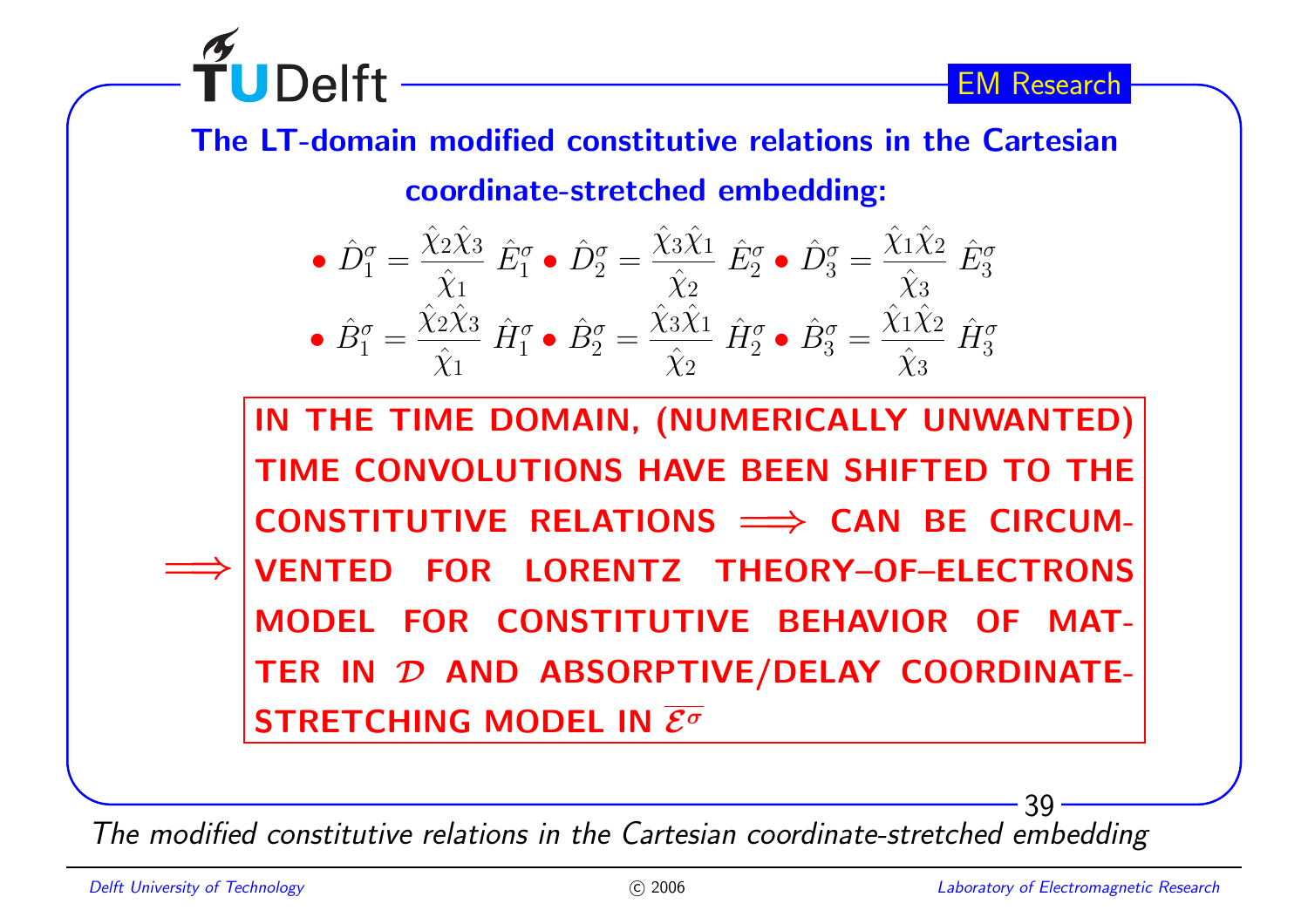**The LT-domain modified constitutive relations in the Cartesian coordinate-stretched embedding:**

- $\hat{D}_1^\sigma = \dfrac{\hat{\chi}_2\hat{\chi}_3}{\hat{\chi}_1}\ \hat{E}_1^\sigma$ • $\hat{D}_2^\sigma = \dfrac{\hat{\chi}_3\hat{\chi}_1}{\hat{\chi}_2}\ \hat{E}_2^\sigma$ • $\hat{D}_3^\sigma = \dfrac{\hat{\chi}_1\hat{\chi}_2}{\hat{\chi}_3}\ \hat{E}_3^\sigma$
- $\hat{B}_1^\sigma = \dfrac{\hat{\chi}_2\hat{\chi}_3}{\hat{\chi}_1}\ \hat{H}_1^\sigma$ • $\hat{B}_2^\sigma = \dfrac{\hat{\chi}_3\hat{\chi}_1}{\hat{\chi}_2}\ \hat{H}_2^\sigma$ • $\hat{B}_3^\sigma = \dfrac{\hat{\chi}_1\hat{\chi}_2}{\hat{\chi}_3}\ \hat{H}_3^\sigma$

$\Longrightarrow$ **IN THE TIME DOMAIN, (NUMERICALLY UNWANTED) TIME CONVOLUTIONS HAVE BEEN SHIFTED TO THE CONSTITUTIVE RELATIONS $\Longrightarrow$ CAN BE CIRCUMVENTED FOR LORENTZ THEORY–OF–ELECTRONS MODEL FOR CONSTITUTIVE BEHAVIOR OF MATTER IN $\mathcal{D}$ AND ABSORPTIVE/DELAY COORDINATE-STRETCHING MODEL IN $\overline{\mathcal{E}^\sigma}$**

*The modified constitutive relations in the Cartesian coordinate-stretched embedding*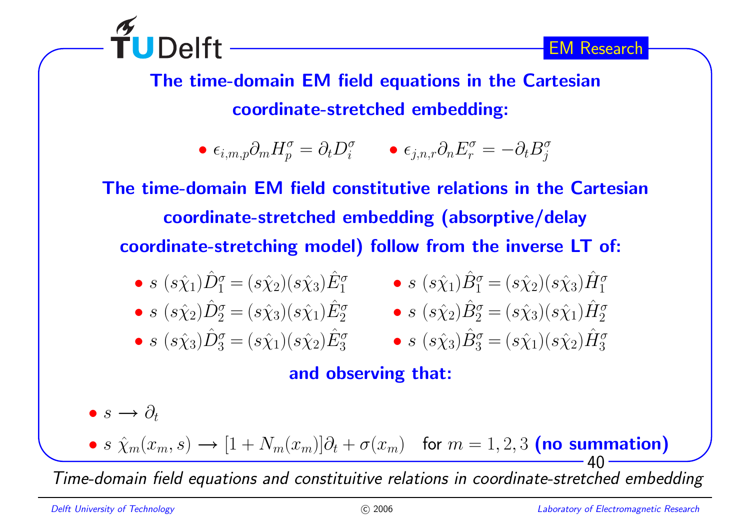## The time-domain EM field equations in the Cartesian coordinate-stretched embedding:

- $\epsilon_{i,m,p}\partial_m H_p^\sigma = \partial_t D_i^\sigma$
- $\epsilon_{j,n,r}\partial_n E_r^\sigma = -\partial_t B_j^\sigma$

## The time-domain EM field constitutive relations in the Cartesian coordinate-stretched embedding (absorptive/delay coordinate-stretching model) follow from the inverse LT of:

- $s\ (s\hat{\chi}_1)\hat{D}_1^\sigma = (s\hat{\chi}_2)(s\hat{\chi}_3)\hat{E}_1^\sigma$
- $s\ (s\hat{\chi}_2)\hat{D}_2^\sigma = (s\hat{\chi}_3)(s\hat{\chi}_1)\hat{E}_2^\sigma$
- $s\ (s\hat{\chi}_3)\hat{D}_3^\sigma = (s\hat{\chi}_1)(s\hat{\chi}_2)\hat{E}_3^\sigma$
- $s\ (s\hat{\chi}_1)\hat{B}_1^\sigma = (s\hat{\chi}_2)(s\hat{\chi}_3)\hat{H}_1^\sigma$
- $s\ (s\hat{\chi}_2)\hat{B}_2^\sigma = (s\hat{\chi}_3)(s\hat{\chi}_1)\hat{H}_2^\sigma$
- $s\ (s\hat{\chi}_3)\hat{B}_3^\sigma = (s\hat{\chi}_1)(s\hat{\chi}_2)\hat{H}_3^\sigma$

**and observing that:**

- $s \longrightarrow \partial_t$
- $s\ \hat{\chi}_m(x_m, s) \longrightarrow [1 + N_m(x_m)]\partial_t + \sigma(x_m)$ for $m = 1, 2, 3$ **(no summation)**

*Time-domain field equations and constituitive relations in coordinate-stretched embedding*